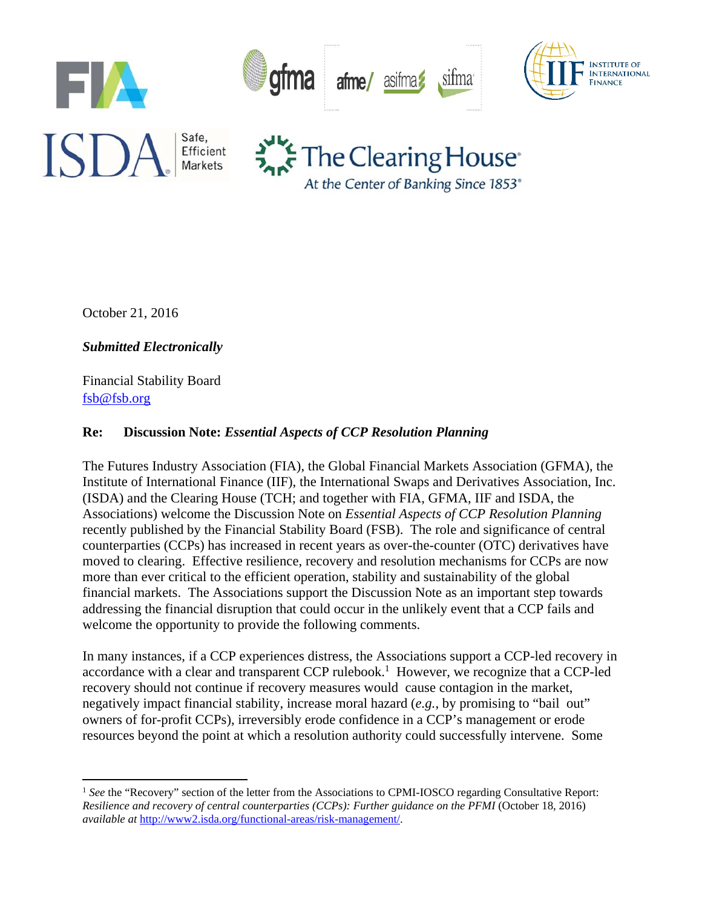October 21, 2016

***Submitted Electronically***

Financial Stability Board
fsb@fsb.org

**Re: Discussion Note: *Essential Aspects of CCP Resolution Planning***

The Futures Industry Association (FIA), the Global Financial Markets Association (GFMA), the Institute of International Finance (IIF), the International Swaps and Derivatives Association, Inc. (ISDA) and the Clearing House (TCH; and together with FIA, GFMA, IIF and ISDA, the Associations) welcome the Discussion Note on *Essential Aspects of CCP Resolution Planning* recently published by the Financial Stability Board (FSB). The role and significance of central counterparties (CCPs) has increased in recent years as over-the-counter (OTC) derivatives have moved to clearing. Effective resilience, recovery and resolution mechanisms for CCPs are now more than ever critical to the efficient operation, stability and sustainability of the global financial markets. The Associations support the Discussion Note as an important step towards addressing the financial disruption that could occur in the unlikely event that a CCP fails and welcome the opportunity to provide the following comments.

In many instances, if a CCP experiences distress, the Associations support a CCP-led recovery in accordance with a clear and transparent CCP rulebook.[1] However, we recognize that a CCP-led recovery should not continue if recovery measures would cause contagion in the market, negatively impact financial stability, increase moral hazard (*e.g.*, by promising to "bail out" owners of for-profit CCPs), irreversibly erode confidence in a CCP's management or erode resources beyond the point at which a resolution authority could successfully intervene. Some

---

[1] *See* the "Recovery" section of the letter from the Associations to CPMI-IOSCO regarding Consultative Report: *Resilience and recovery of central counterparties (CCPs): Further guidance on the PFMI* (October 18, 2016) *available at* http://www2.isda.org/functional-areas/risk-management/.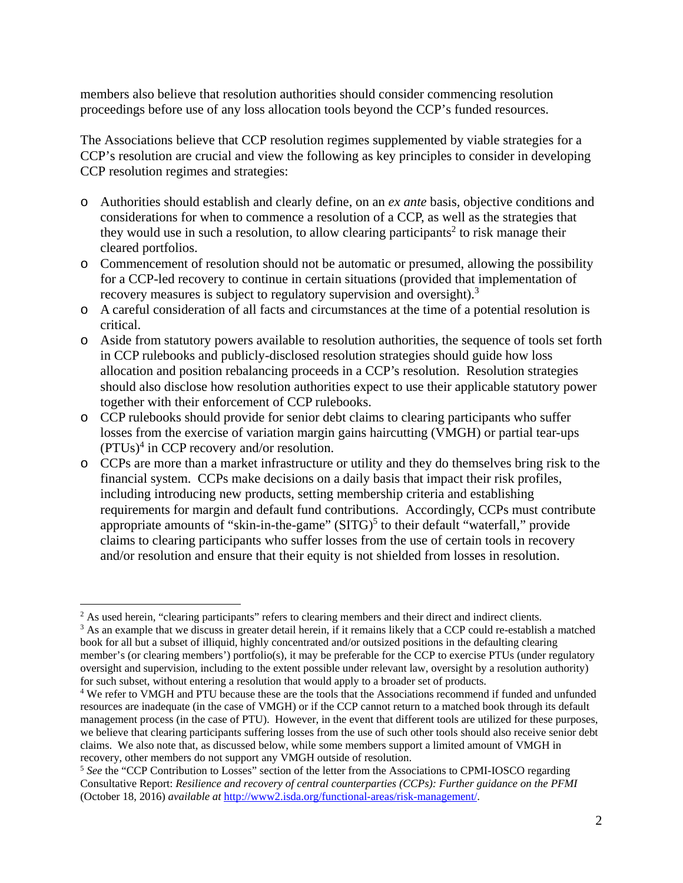members also believe that resolution authorities should consider commencing resolution proceedings before use of any loss allocation tools beyond the CCP's funded resources.

The Associations believe that CCP resolution regimes supplemented by viable strategies for a CCP's resolution are crucial and view the following as key principles to consider in developing CCP resolution regimes and strategies:

- Authorities should establish and clearly define, on an *ex ante* basis, objective conditions and considerations for when to commence a resolution of a CCP, as well as the strategies that they would use in such a resolution, to allow clearing participants[2] to risk manage their cleared portfolios.
- Commencement of resolution should not be automatic or presumed, allowing the possibility for a CCP-led recovery to continue in certain situations (provided that implementation of recovery measures is subject to regulatory supervision and oversight).[3]
- A careful consideration of all facts and circumstances at the time of a potential resolution is critical.
- Aside from statutory powers available to resolution authorities, the sequence of tools set forth in CCP rulebooks and publicly-disclosed resolution strategies should guide how loss allocation and position rebalancing proceeds in a CCP's resolution. Resolution strategies should also disclose how resolution authorities expect to use their applicable statutory power together with their enforcement of CCP rulebooks.
- CCP rulebooks should provide for senior debt claims to clearing participants who suffer losses from the exercise of variation margin gains haircutting (VMGH) or partial tear-ups (PTUs)[4] in CCP recovery and/or resolution.
- CCPs are more than a market infrastructure or utility and they do themselves bring risk to the financial system. CCPs make decisions on a daily basis that impact their risk profiles, including introducing new products, setting membership criteria and establishing requirements for margin and default fund contributions. Accordingly, CCPs must contribute appropriate amounts of "skin-in-the-game" (SITG)[5] to their default "waterfall," provide claims to clearing participants who suffer losses from the use of certain tools in recovery and/or resolution and ensure that their equity is not shielded from losses in resolution.

---

[2] As used herein, "clearing participants" refers to clearing members and their direct and indirect clients.

[3] As an example that we discuss in greater detail herein, if it remains likely that a CCP could re-establish a matched book for all but a subset of illiquid, highly concentrated and/or outsized positions in the defaulting clearing member's (or clearing members') portfolio(s), it may be preferable for the CCP to exercise PTUs (under regulatory oversight and supervision, including to the extent possible under relevant law, oversight by a resolution authority) for such subset, without entering a resolution that would apply to a broader set of products.

[4] We refer to VMGH and PTU because these are the tools that the Associations recommend if funded and unfunded resources are inadequate (in the case of VMGH) or if the CCP cannot return to a matched book through its default management process (in the case of PTU). However, in the event that different tools are utilized for these purposes, we believe that clearing participants suffering losses from the use of such other tools should also receive senior debt claims. We also note that, as discussed below, while some members support a limited amount of VMGH in recovery, other members do not support any VMGH outside of resolution.

[5] *See* the "CCP Contribution to Losses" section of the letter from the Associations to CPMI-IOSCO regarding Consultative Report: *Resilience and recovery of central counterparties (CCPs): Further guidance on the PFMI* (October 18, 2016) *available at* http://www2.isda.org/functional-areas/risk-management/.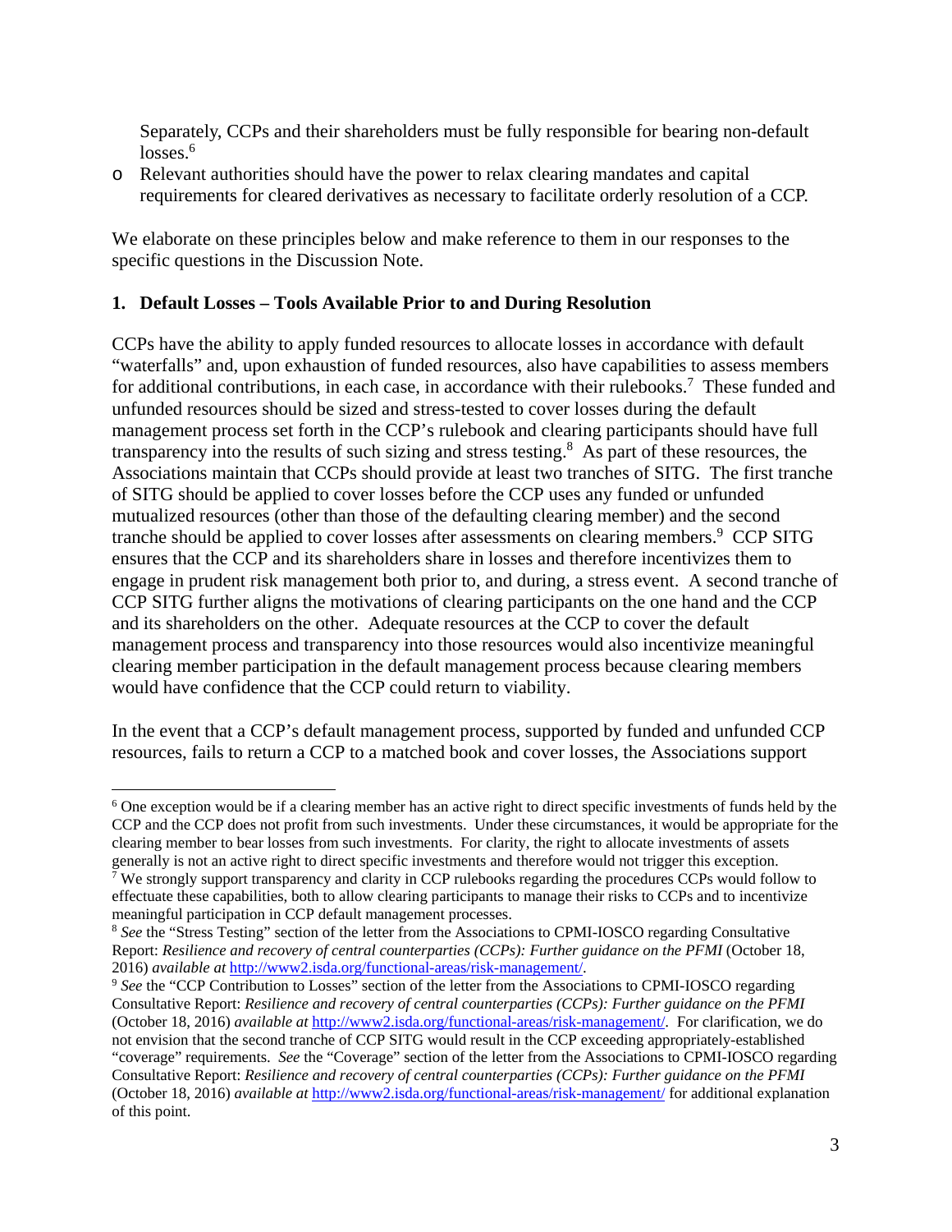Separately, CCPs and their shareholders must be fully responsible for bearing non-default losses.[6]

- Relevant authorities should have the power to relax clearing mandates and capital requirements for cleared derivatives as necessary to facilitate orderly resolution of a CCP.

We elaborate on these principles below and make reference to them in our responses to the specific questions in the Discussion Note.

**1. Default Losses – Tools Available Prior to and During Resolution**

CCPs have the ability to apply funded resources to allocate losses in accordance with default "waterfalls" and, upon exhaustion of funded resources, also have capabilities to assess members for additional contributions, in each case, in accordance with their rulebooks.[7] These funded and unfunded resources should be sized and stress-tested to cover losses during the default management process set forth in the CCP's rulebook and clearing participants should have full transparency into the results of such sizing and stress testing.[8] As part of these resources, the Associations maintain that CCPs should provide at least two tranches of SITG. The first tranche of SITG should be applied to cover losses before the CCP uses any funded or unfunded mutualized resources (other than those of the defaulting clearing member) and the second tranche should be applied to cover losses after assessments on clearing members.[9] CCP SITG ensures that the CCP and its shareholders share in losses and therefore incentivizes them to engage in prudent risk management both prior to, and during, a stress event. A second tranche of CCP SITG further aligns the motivations of clearing participants on the one hand and the CCP and its shareholders on the other. Adequate resources at the CCP to cover the default management process and transparency into those resources would also incentivize meaningful clearing member participation in the default management process because clearing members would have confidence that the CCP could return to viability.

In the event that a CCP's default management process, supported by funded and unfunded CCP resources, fails to return a CCP to a matched book and cover losses, the Associations support

---

[6] One exception would be if a clearing member has an active right to direct specific investments of funds held by the CCP and the CCP does not profit from such investments. Under these circumstances, it would be appropriate for the clearing member to bear losses from such investments. For clarity, the right to allocate investments of assets generally is not an active right to direct specific investments and therefore would not trigger this exception.

[7] We strongly support transparency and clarity in CCP rulebooks regarding the procedures CCPs would follow to effectuate these capabilities, both to allow clearing participants to manage their risks to CCPs and to incentivize meaningful participation in CCP default management processes.

[8] *See* the "Stress Testing" section of the letter from the Associations to CPMI-IOSCO regarding Consultative Report: *Resilience and recovery of central counterparties (CCPs): Further guidance on the PFMI* (October 18, 2016) *available at* http://www2.isda.org/functional-areas/risk-management/.

[9] *See* the "CCP Contribution to Losses" section of the letter from the Associations to CPMI-IOSCO regarding Consultative Report: *Resilience and recovery of central counterparties (CCPs): Further guidance on the PFMI* (October 18, 2016) *available at* http://www2.isda.org/functional-areas/risk-management/. For clarification, we do not envision that the second tranche of CCP SITG would result in the CCP exceeding appropriately-established "coverage" requirements. *See* the "Coverage" section of the letter from the Associations to CPMI-IOSCO regarding Consultative Report: *Resilience and recovery of central counterparties (CCPs): Further guidance on the PFMI* (October 18, 2016) *available at* http://www2.isda.org/functional-areas/risk-management/ for additional explanation of this point.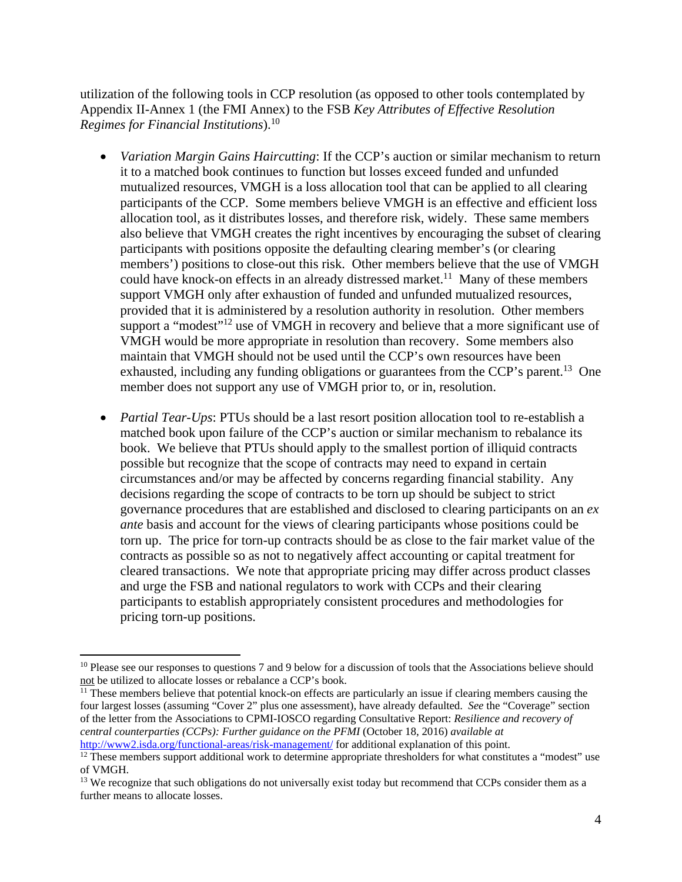utilization of the following tools in CCP resolution (as opposed to other tools contemplated by Appendix II-Annex 1 (the FMI Annex) to the FSB *Key Attributes of Effective Resolution Regimes for Financial Institutions*).[10]

- *Variation Margin Gains Haircutting*: If the CCP's auction or similar mechanism to return it to a matched book continues to function but losses exceed funded and unfunded mutualized resources, VMGH is a loss allocation tool that can be applied to all clearing participants of the CCP. Some members believe VMGH is an effective and efficient loss allocation tool, as it distributes losses, and therefore risk, widely. These same members also believe that VMGH creates the right incentives by encouraging the subset of clearing participants with positions opposite the defaulting clearing member's (or clearing members') positions to close-out this risk. Other members believe that the use of VMGH could have knock-on effects in an already distressed market.[11] Many of these members support VMGH only after exhaustion of funded and unfunded mutualized resources, provided that it is administered by a resolution authority in resolution. Other members support a "modest"[12] use of VMGH in recovery and believe that a more significant use of VMGH would be more appropriate in resolution than recovery. Some members also maintain that VMGH should not be used until the CCP's own resources have been exhausted, including any funding obligations or guarantees from the CCP's parent.[13] One member does not support any use of VMGH prior to, or in, resolution.

- *Partial Tear-Ups*: PTUs should be a last resort position allocation tool to re-establish a matched book upon failure of the CCP's auction or similar mechanism to rebalance its book. We believe that PTUs should apply to the smallest portion of illiquid contracts possible but recognize that the scope of contracts may need to expand in certain circumstances and/or may be affected by concerns regarding financial stability. Any decisions regarding the scope of contracts to be torn up should be subject to strict governance procedures that are established and disclosed to clearing participants on an *ex ante* basis and account for the views of clearing participants whose positions could be torn up. The price for torn-up contracts should be as close to the fair market value of the contracts as possible so as not to negatively affect accounting or capital treatment for cleared transactions. We note that appropriate pricing may differ across product classes and urge the FSB and national regulators to work with CCPs and their clearing participants to establish appropriately consistent procedures and methodologies for pricing torn-up positions.

---

[10] Please see our responses to questions 7 and 9 below for a discussion of tools that the Associations believe should not be utilized to allocate losses or rebalance a CCP's book.

[11] These members believe that potential knock-on effects are particularly an issue if clearing members causing the four largest losses (assuming "Cover 2" plus one assessment), have already defaulted. *See* the "Coverage" section of the letter from the Associations to CPMI-IOSCO regarding Consultative Report: *Resilience and recovery of central counterparties (CCPs): Further guidance on the PFMI* (October 18, 2016) *available at* http://www2.isda.org/functional-areas/risk-management/ for additional explanation of this point.

[12] These members support additional work to determine appropriate thresholders for what constitutes a "modest" use of VMGH.

[13] We recognize that such obligations do not universally exist today but recommend that CCPs consider them as a further means to allocate losses.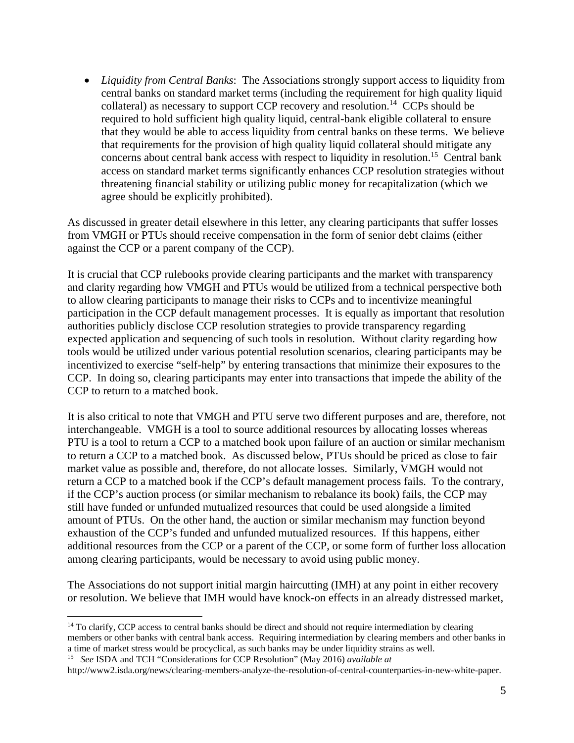- *Liquidity from Central Banks*: The Associations strongly support access to liquidity from central banks on standard market terms (including the requirement for high quality liquid collateral) as necessary to support CCP recovery and resolution.[14] CCPs should be required to hold sufficient high quality liquid, central-bank eligible collateral to ensure that they would be able to access liquidity from central banks on these terms. We believe that requirements for the provision of high quality liquid collateral should mitigate any concerns about central bank access with respect to liquidity in resolution.[15] Central bank access on standard market terms significantly enhances CCP resolution strategies without threatening financial stability or utilizing public money for recapitalization (which we agree should be explicitly prohibited).

As discussed in greater detail elsewhere in this letter, any clearing participants that suffer losses from VMGH or PTUs should receive compensation in the form of senior debt claims (either against the CCP or a parent company of the CCP).

It is crucial that CCP rulebooks provide clearing participants and the market with transparency and clarity regarding how VMGH and PTUs would be utilized from a technical perspective both to allow clearing participants to manage their risks to CCPs and to incentivize meaningful participation in the CCP default management processes. It is equally as important that resolution authorities publicly disclose CCP resolution strategies to provide transparency regarding expected application and sequencing of such tools in resolution. Without clarity regarding how tools would be utilized under various potential resolution scenarios, clearing participants may be incentivized to exercise "self-help" by entering transactions that minimize their exposures to the CCP. In doing so, clearing participants may enter into transactions that impede the ability of the CCP to return to a matched book.

It is also critical to note that VMGH and PTU serve two different purposes and are, therefore, not interchangeable. VMGH is a tool to source additional resources by allocating losses whereas PTU is a tool to return a CCP to a matched book upon failure of an auction or similar mechanism to return a CCP to a matched book. As discussed below, PTUs should be priced as close to fair market value as possible and, therefore, do not allocate losses. Similarly, VMGH would not return a CCP to a matched book if the CCP's default management process fails. To the contrary, if the CCP's auction process (or similar mechanism to rebalance its book) fails, the CCP may still have funded or unfunded mutualized resources that could be used alongside a limited amount of PTUs. On the other hand, the auction or similar mechanism may function beyond exhaustion of the CCP's funded and unfunded mutualized resources. If this happens, either additional resources from the CCP or a parent of the CCP, or some form of further loss allocation among clearing participants, would be necessary to avoid using public money.

The Associations do not support initial margin haircutting (IMH) at any point in either recovery or resolution. We believe that IMH would have knock-on effects in an already distressed market,

---

[14] To clarify, CCP access to central banks should be direct and should not require intermediation by clearing members or other banks with central bank access. Requiring intermediation by clearing members and other banks in a time of market stress would be procyclical, as such banks may be under liquidity strains as well.

[15] *See* ISDA and TCH "Considerations for CCP Resolution" (May 2016) *available at* http://www2.isda.org/news/clearing-members-analyze-the-resolution-of-central-counterparties-in-new-white-paper.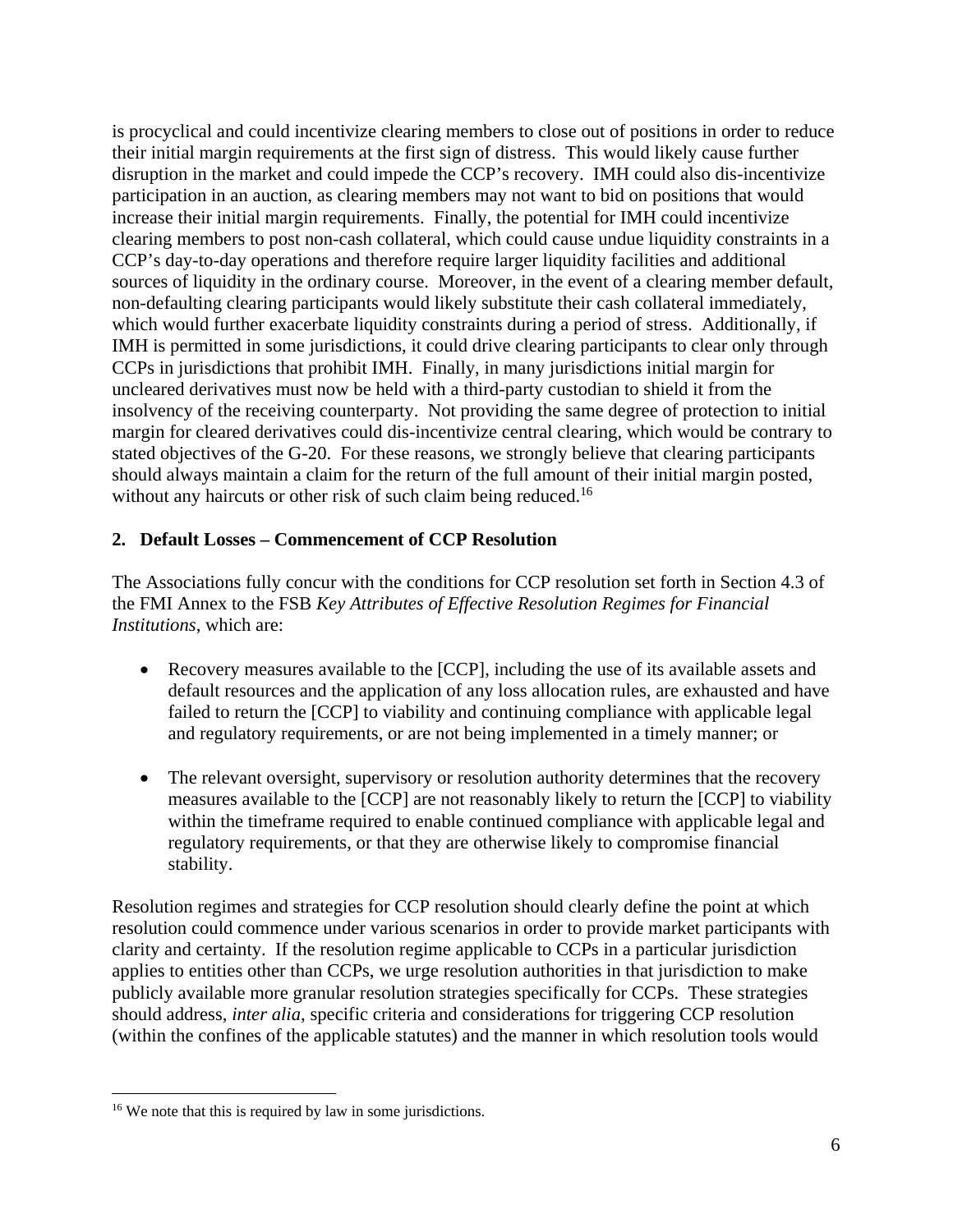is procyclical and could incentivize clearing members to close out of positions in order to reduce their initial margin requirements at the first sign of distress. This would likely cause further disruption in the market and could impede the CCP's recovery. IMH could also dis-incentivize participation in an auction, as clearing members may not want to bid on positions that would increase their initial margin requirements. Finally, the potential for IMH could incentivize clearing members to post non-cash collateral, which could cause undue liquidity constraints in a CCP's day-to-day operations and therefore require larger liquidity facilities and additional sources of liquidity in the ordinary course. Moreover, in the event of a clearing member default, non-defaulting clearing participants would likely substitute their cash collateral immediately, which would further exacerbate liquidity constraints during a period of stress. Additionally, if IMH is permitted in some jurisdictions, it could drive clearing participants to clear only through CCPs in jurisdictions that prohibit IMH. Finally, in many jurisdictions initial margin for uncleared derivatives must now be held with a third-party custodian to shield it from the insolvency of the receiving counterparty. Not providing the same degree of protection to initial margin for cleared derivatives could dis-incentivize central clearing, which would be contrary to stated objectives of the G-20. For these reasons, we strongly believe that clearing participants should always maintain a claim for the return of the full amount of their initial margin posted, without any haircuts or other risk of such claim being reduced.[16]

## 2. Default Losses – Commencement of CCP Resolution

The Associations fully concur with the conditions for CCP resolution set forth in Section 4.3 of the FMI Annex to the FSB *Key Attributes of Effective Resolution Regimes for Financial Institutions*, which are:

- Recovery measures available to the [CCP], including the use of its available assets and default resources and the application of any loss allocation rules, are exhausted and have failed to return the [CCP] to viability and continuing compliance with applicable legal and regulatory requirements, or are not being implemented in a timely manner; or
- The relevant oversight, supervisory or resolution authority determines that the recovery measures available to the [CCP] are not reasonably likely to return the [CCP] to viability within the timeframe required to enable continued compliance with applicable legal and regulatory requirements, or that they are otherwise likely to compromise financial stability.

Resolution regimes and strategies for CCP resolution should clearly define the point at which resolution could commence under various scenarios in order to provide market participants with clarity and certainty. If the resolution regime applicable to CCPs in a particular jurisdiction applies to entities other than CCPs, we urge resolution authorities in that jurisdiction to make publicly available more granular resolution strategies specifically for CCPs. These strategies should address, *inter alia*, specific criteria and considerations for triggering CCP resolution (within the confines of the applicable statutes) and the manner in which resolution tools would

[16] We note that this is required by law in some jurisdictions.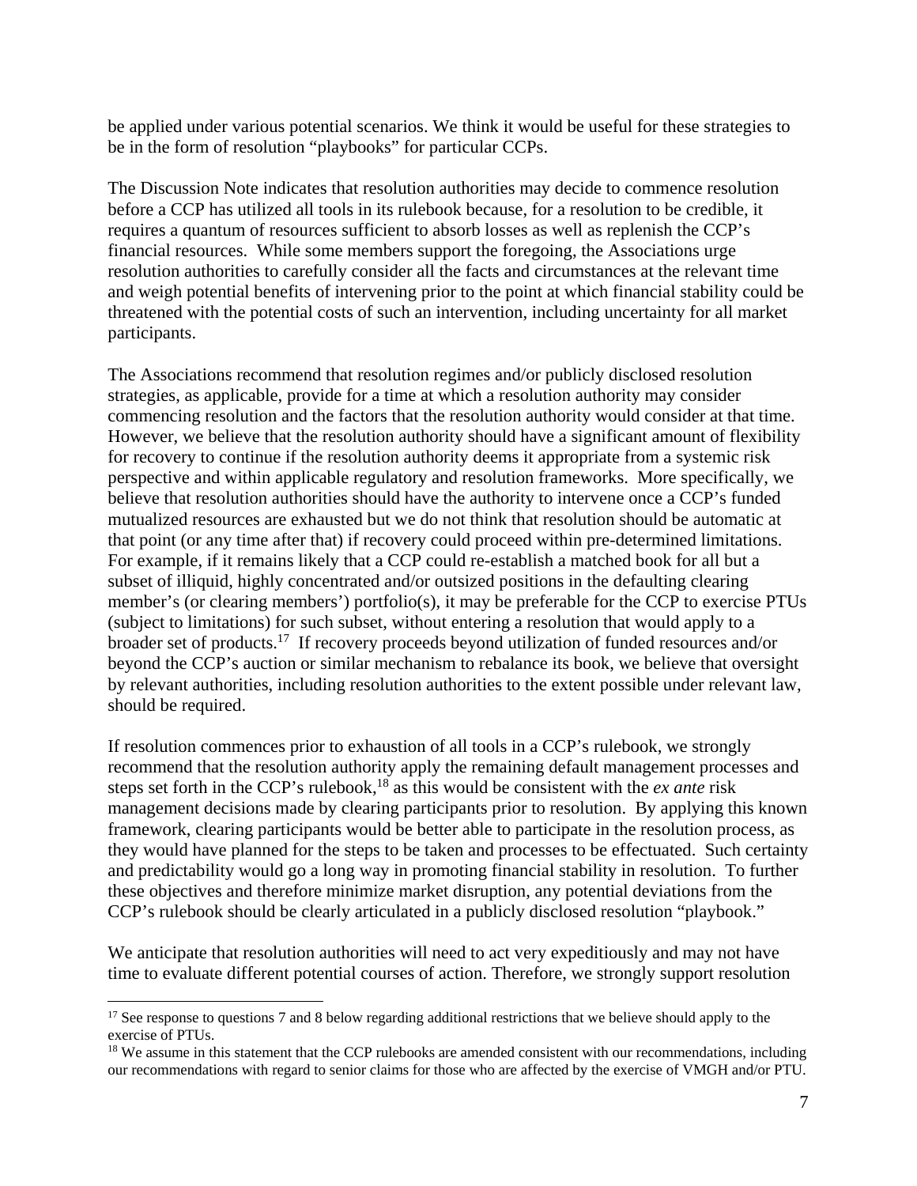be applied under various potential scenarios. We think it would be useful for these strategies to be in the form of resolution "playbooks" for particular CCPs.

The Discussion Note indicates that resolution authorities may decide to commence resolution before a CCP has utilized all tools in its rulebook because, for a resolution to be credible, it requires a quantum of resources sufficient to absorb losses as well as replenish the CCP's financial resources. While some members support the foregoing, the Associations urge resolution authorities to carefully consider all the facts and circumstances at the relevant time and weigh potential benefits of intervening prior to the point at which financial stability could be threatened with the potential costs of such an intervention, including uncertainty for all market participants.

The Associations recommend that resolution regimes and/or publicly disclosed resolution strategies, as applicable, provide for a time at which a resolution authority may consider commencing resolution and the factors that the resolution authority would consider at that time. However, we believe that the resolution authority should have a significant amount of flexibility for recovery to continue if the resolution authority deems it appropriate from a systemic risk perspective and within applicable regulatory and resolution frameworks. More specifically, we believe that resolution authorities should have the authority to intervene once a CCP's funded mutualized resources are exhausted but we do not think that resolution should be automatic at that point (or any time after that) if recovery could proceed within pre-determined limitations. For example, if it remains likely that a CCP could re-establish a matched book for all but a subset of illiquid, highly concentrated and/or outsized positions in the defaulting clearing member's (or clearing members') portfolio(s), it may be preferable for the CCP to exercise PTUs (subject to limitations) for such subset, without entering a resolution that would apply to a broader set of products.[17] If recovery proceeds beyond utilization of funded resources and/or beyond the CCP's auction or similar mechanism to rebalance its book, we believe that oversight by relevant authorities, including resolution authorities to the extent possible under relevant law, should be required.

If resolution commences prior to exhaustion of all tools in a CCP's rulebook, we strongly recommend that the resolution authority apply the remaining default management processes and steps set forth in the CCP's rulebook,[18] as this would be consistent with the *ex ante* risk management decisions made by clearing participants prior to resolution. By applying this known framework, clearing participants would be better able to participate in the resolution process, as they would have planned for the steps to be taken and processes to be effectuated. Such certainty and predictability would go a long way in promoting financial stability in resolution. To further these objectives and therefore minimize market disruption, any potential deviations from the CCP's rulebook should be clearly articulated in a publicly disclosed resolution "playbook."

We anticipate that resolution authorities will need to act very expeditiously and may not have time to evaluate different potential courses of action. Therefore, we strongly support resolution

---

[17] See response to questions 7 and 8 below regarding additional restrictions that we believe should apply to the exercise of PTUs.

[18] We assume in this statement that the CCP rulebooks are amended consistent with our recommendations, including our recommendations with regard to senior claims for those who are affected by the exercise of VMGH and/or PTU.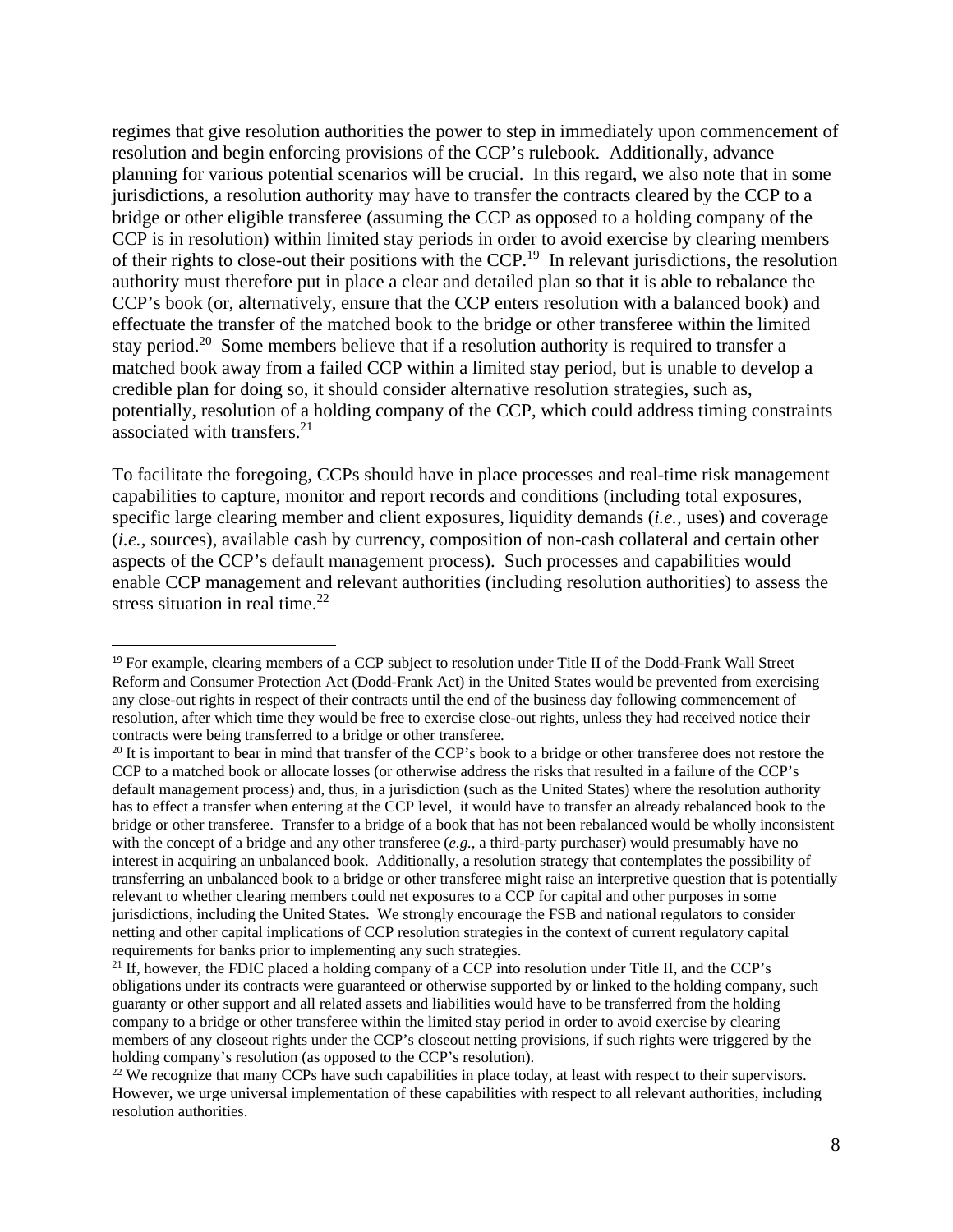regimes that give resolution authorities the power to step in immediately upon commencement of resolution and begin enforcing provisions of the CCP's rulebook. Additionally, advance planning for various potential scenarios will be crucial. In this regard, we also note that in some jurisdictions, a resolution authority may have to transfer the contracts cleared by the CCP to a bridge or other eligible transferee (assuming the CCP as opposed to a holding company of the CCP is in resolution) within limited stay periods in order to avoid exercise by clearing members of their rights to close-out their positions with the CCP.[19] In relevant jurisdictions, the resolution authority must therefore put in place a clear and detailed plan so that it is able to rebalance the CCP's book (or, alternatively, ensure that the CCP enters resolution with a balanced book) and effectuate the transfer of the matched book to the bridge or other transferee within the limited stay period.[20] Some members believe that if a resolution authority is required to transfer a matched book away from a failed CCP within a limited stay period, but is unable to develop a credible plan for doing so, it should consider alternative resolution strategies, such as, potentially, resolution of a holding company of the CCP, which could address timing constraints associated with transfers.[21]

To facilitate the foregoing, CCPs should have in place processes and real-time risk management capabilities to capture, monitor and report records and conditions (including total exposures, specific large clearing member and client exposures, liquidity demands (*i.e.*, uses) and coverage (*i.e.*, sources), available cash by currency, composition of non-cash collateral and certain other aspects of the CCP's default management process). Such processes and capabilities would enable CCP management and relevant authorities (including resolution authorities) to assess the stress situation in real time.[22]

---

[19] For example, clearing members of a CCP subject to resolution under Title II of the Dodd-Frank Wall Street Reform and Consumer Protection Act (Dodd-Frank Act) in the United States would be prevented from exercising any close-out rights in respect of their contracts until the end of the business day following commencement of resolution, after which time they would be free to exercise close-out rights, unless they had received notice their contracts were being transferred to a bridge or other transferee.

[20] It is important to bear in mind that transfer of the CCP's book to a bridge or other transferee does not restore the CCP to a matched book or allocate losses (or otherwise address the risks that resulted in a failure of the CCP's default management process) and, thus, in a jurisdiction (such as the United States) where the resolution authority has to effect a transfer when entering at the CCP level, it would have to transfer an already rebalanced book to the bridge or other transferee. Transfer to a bridge of a book that has not been rebalanced would be wholly inconsistent with the concept of a bridge and any other transferee (*e.g.*, a third-party purchaser) would presumably have no interest in acquiring an unbalanced book. Additionally, a resolution strategy that contemplates the possibility of transferring an unbalanced book to a bridge or other transferee might raise an interpretive question that is potentially relevant to whether clearing members could net exposures to a CCP for capital and other purposes in some jurisdictions, including the United States. We strongly encourage the FSB and national regulators to consider netting and other capital implications of CCP resolution strategies in the context of current regulatory capital requirements for banks prior to implementing any such strategies.

[21] If, however, the FDIC placed a holding company of a CCP into resolution under Title II, and the CCP's obligations under its contracts were guaranteed or otherwise supported by or linked to the holding company, such guaranty or other support and all related assets and liabilities would have to be transferred from the holding company to a bridge or other transferee within the limited stay period in order to avoid exercise by clearing members of any closeout rights under the CCP's closeout netting provisions, if such rights were triggered by the holding company's resolution (as opposed to the CCP's resolution).

[22] We recognize that many CCPs have such capabilities in place today, at least with respect to their supervisors. However, we urge universal implementation of these capabilities with respect to all relevant authorities, including resolution authorities.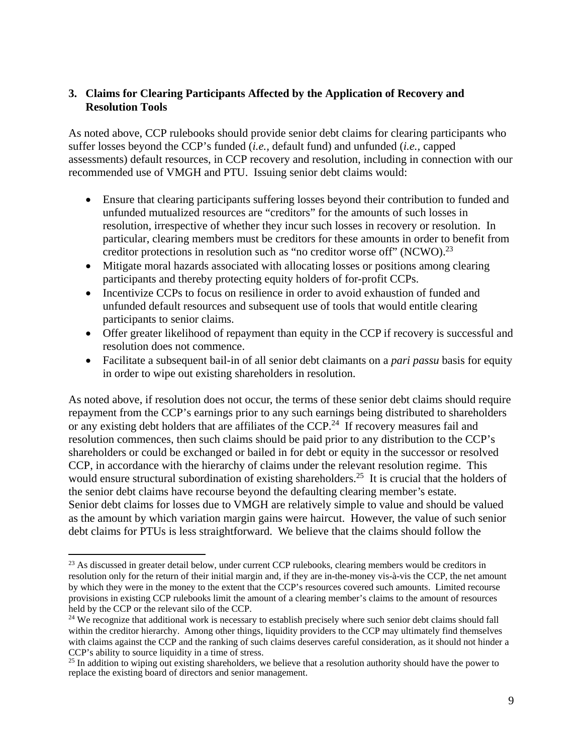### 3. Claims for Clearing Participants Affected by the Application of Recovery and Resolution Tools

As noted above, CCP rulebooks should provide senior debt claims for clearing participants who suffer losses beyond the CCP's funded (*i.e.*, default fund) and unfunded (*i.e.*, capped assessments) default resources, in CCP recovery and resolution, including in connection with our recommended use of VMGH and PTU. Issuing senior debt claims would:

- Ensure that clearing participants suffering losses beyond their contribution to funded and unfunded mutualized resources are "creditors" for the amounts of such losses in resolution, irrespective of whether they incur such losses in recovery or resolution. In particular, clearing members must be creditors for these amounts in order to benefit from creditor protections in resolution such as "no creditor worse off" (NCWO).[23]
- Mitigate moral hazards associated with allocating losses or positions among clearing participants and thereby protecting equity holders of for-profit CCPs.
- Incentivize CCPs to focus on resilience in order to avoid exhaustion of funded and unfunded default resources and subsequent use of tools that would entitle clearing participants to senior claims.
- Offer greater likelihood of repayment than equity in the CCP if recovery is successful and resolution does not commence.
- Facilitate a subsequent bail-in of all senior debt claimants on a *pari passu* basis for equity in order to wipe out existing shareholders in resolution.

As noted above, if resolution does not occur, the terms of these senior debt claims should require repayment from the CCP's earnings prior to any such earnings being distributed to shareholders or any existing debt holders that are affiliates of the CCP.[24] If recovery measures fail and resolution commences, then such claims should be paid prior to any distribution to the CCP's shareholders or could be exchanged or bailed in for debt or equity in the successor or resolved CCP, in accordance with the hierarchy of claims under the relevant resolution regime. This would ensure structural subordination of existing shareholders.[25] It is crucial that the holders of the senior debt claims have recourse beyond the defaulting clearing member's estate.
Senior debt claims for losses due to VMGH are relatively simple to value and should be valued as the amount by which variation margin gains were haircut. However, the value of such senior debt claims for PTUs is less straightforward. We believe that the claims should follow the

---

[23] As discussed in greater detail below, under current CCP rulebooks, clearing members would be creditors in resolution only for the return of their initial margin and, if they are in-the-money vis-à-vis the CCP, the net amount by which they were in the money to the extent that the CCP's resources covered such amounts. Limited recourse provisions in existing CCP rulebooks limit the amount of a clearing member's claims to the amount of resources held by the CCP or the relevant silo of the CCP.

[24] We recognize that additional work is necessary to establish precisely where such senior debt claims should fall within the creditor hierarchy. Among other things, liquidity providers to the CCP may ultimately find themselves with claims against the CCP and the ranking of such claims deserves careful consideration, as it should not hinder a CCP's ability to source liquidity in a time of stress.

[25] In addition to wiping out existing shareholders, we believe that a resolution authority should have the power to replace the existing board of directors and senior management.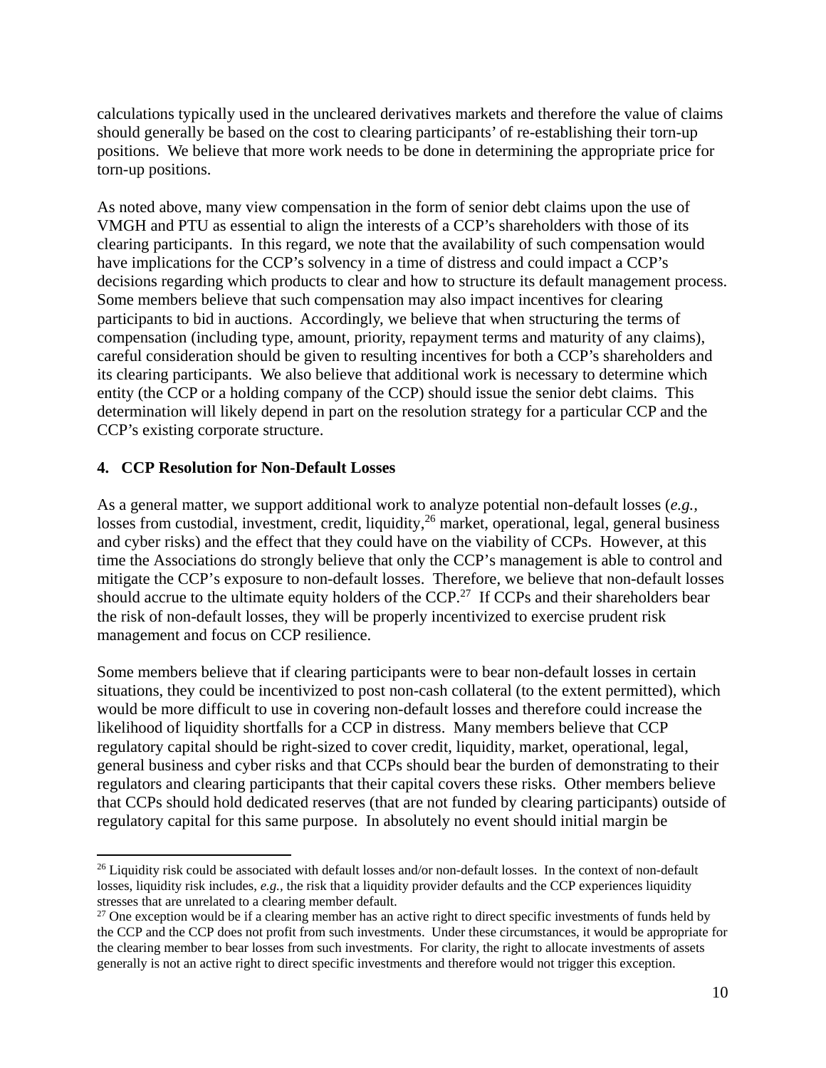calculations typically used in the uncleared derivatives markets and therefore the value of claims should generally be based on the cost to clearing participants' of re-establishing their torn-up positions. We believe that more work needs to be done in determining the appropriate price for torn-up positions.

As noted above, many view compensation in the form of senior debt claims upon the use of VMGH and PTU as essential to align the interests of a CCP's shareholders with those of its clearing participants. In this regard, we note that the availability of such compensation would have implications for the CCP's solvency in a time of distress and could impact a CCP's decisions regarding which products to clear and how to structure its default management process. Some members believe that such compensation may also impact incentives for clearing participants to bid in auctions. Accordingly, we believe that when structuring the terms of compensation (including type, amount, priority, repayment terms and maturity of any claims), careful consideration should be given to resulting incentives for both a CCP's shareholders and its clearing participants. We also believe that additional work is necessary to determine which entity (the CCP or a holding company of the CCP) should issue the senior debt claims. This determination will likely depend in part on the resolution strategy for a particular CCP and the CCP's existing corporate structure.

**4. CCP Resolution for Non-Default Losses**

As a general matter, we support additional work to analyze potential non-default losses (*e.g.*, losses from custodial, investment, credit, liquidity,[26] market, operational, legal, general business and cyber risks) and the effect that they could have on the viability of CCPs. However, at this time the Associations do strongly believe that only the CCP's management is able to control and mitigate the CCP's exposure to non-default losses. Therefore, we believe that non-default losses should accrue to the ultimate equity holders of the CCP.[27] If CCPs and their shareholders bear the risk of non-default losses, they will be properly incentivized to exercise prudent risk management and focus on CCP resilience.

Some members believe that if clearing participants were to bear non-default losses in certain situations, they could be incentivized to post non-cash collateral (to the extent permitted), which would be more difficult to use in covering non-default losses and therefore could increase the likelihood of liquidity shortfalls for a CCP in distress. Many members believe that CCP regulatory capital should be right-sized to cover credit, liquidity, market, operational, legal, general business and cyber risks and that CCPs should bear the burden of demonstrating to their regulators and clearing participants that their capital covers these risks. Other members believe that CCPs should hold dedicated reserves (that are not funded by clearing participants) outside of regulatory capital for this same purpose. In absolutely no event should initial margin be

[26] Liquidity risk could be associated with default losses and/or non-default losses. In the context of non-default losses, liquidity risk includes, *e.g.,* the risk that a liquidity provider defaults and the CCP experiences liquidity stresses that are unrelated to a clearing member default.

[27] One exception would be if a clearing member has an active right to direct specific investments of funds held by the CCP and the CCP does not profit from such investments. Under these circumstances, it would be appropriate for the clearing member to bear losses from such investments. For clarity, the right to allocate investments of assets generally is not an active right to direct specific investments and therefore would not trigger this exception.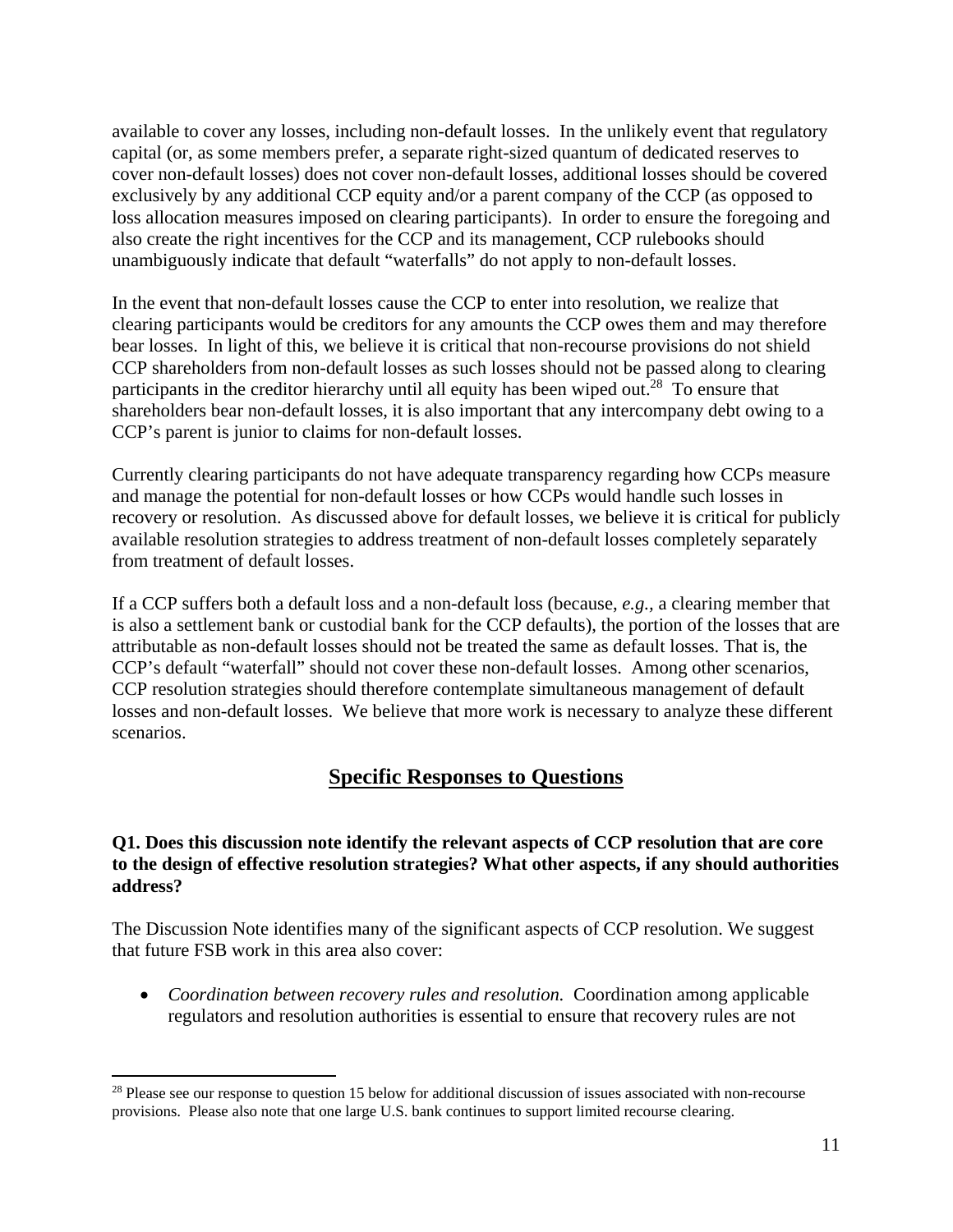available to cover any losses, including non-default losses. In the unlikely event that regulatory capital (or, as some members prefer, a separate right-sized quantum of dedicated reserves to cover non-default losses) does not cover non-default losses, additional losses should be covered exclusively by any additional CCP equity and/or a parent company of the CCP (as opposed to loss allocation measures imposed on clearing participants). In order to ensure the foregoing and also create the right incentives for the CCP and its management, CCP rulebooks should unambiguously indicate that default "waterfalls" do not apply to non-default losses.

In the event that non-default losses cause the CCP to enter into resolution, we realize that clearing participants would be creditors for any amounts the CCP owes them and may therefore bear losses. In light of this, we believe it is critical that non-recourse provisions do not shield CCP shareholders from non-default losses as such losses should not be passed along to clearing participants in the creditor hierarchy until all equity has been wiped out.[28] To ensure that shareholders bear non-default losses, it is also important that any intercompany debt owing to a CCP's parent is junior to claims for non-default losses.

Currently clearing participants do not have adequate transparency regarding how CCPs measure and manage the potential for non-default losses or how CCPs would handle such losses in recovery or resolution. As discussed above for default losses, we believe it is critical for publicly available resolution strategies to address treatment of non-default losses completely separately from treatment of default losses.

If a CCP suffers both a default loss and a non-default loss (because, *e.g.*, a clearing member that is also a settlement bank or custodial bank for the CCP defaults), the portion of the losses that are attributable as non-default losses should not be treated the same as default losses. That is, the CCP's default "waterfall" should not cover these non-default losses. Among other scenarios, CCP resolution strategies should therefore contemplate simultaneous management of default losses and non-default losses. We believe that more work is necessary to analyze these different scenarios.

## Specific Responses to Questions

**Q1. Does this discussion note identify the relevant aspects of CCP resolution that are core to the design of effective resolution strategies? What other aspects, if any should authorities address?**

The Discussion Note identifies many of the significant aspects of CCP resolution. We suggest that future FSB work in this area also cover:

- *Coordination between recovery rules and resolution.* Coordination among applicable regulators and resolution authorities is essential to ensure that recovery rules are not

---

[28] Please see our response to question 15 below for additional discussion of issues associated with non-recourse provisions. Please also note that one large U.S. bank continues to support limited recourse clearing.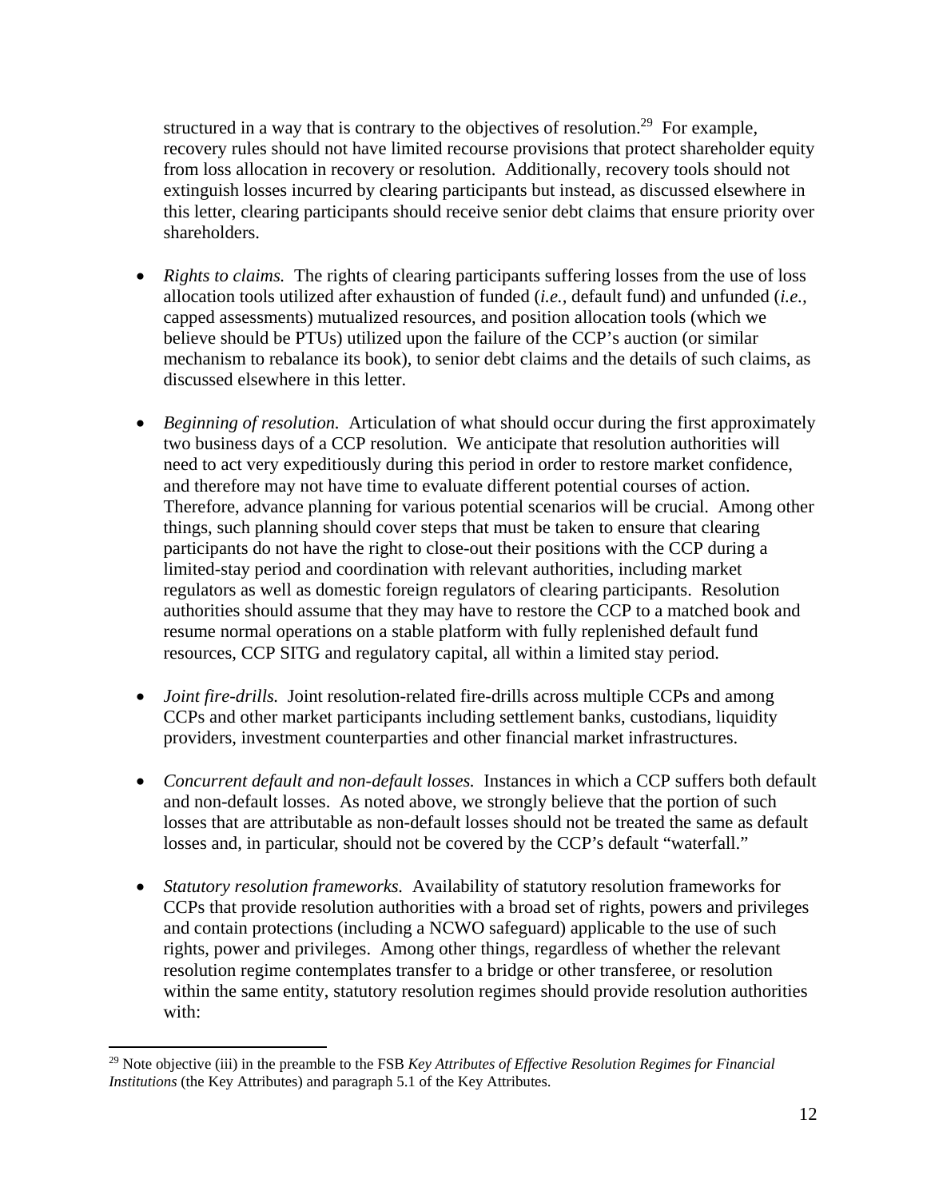structured in a way that is contrary to the objectives of resolution.[29] For example, recovery rules should not have limited recourse provisions that protect shareholder equity from loss allocation in recovery or resolution. Additionally, recovery tools should not extinguish losses incurred by clearing participants but instead, as discussed elsewhere in this letter, clearing participants should receive senior debt claims that ensure priority over shareholders.

- *Rights to claims.* The rights of clearing participants suffering losses from the use of loss allocation tools utilized after exhaustion of funded (*i.e.*, default fund) and unfunded (*i.e.*, capped assessments) mutualized resources, and position allocation tools (which we believe should be PTUs) utilized upon the failure of the CCP's auction (or similar mechanism to rebalance its book), to senior debt claims and the details of such claims, as discussed elsewhere in this letter.

- *Beginning of resolution.* Articulation of what should occur during the first approximately two business days of a CCP resolution. We anticipate that resolution authorities will need to act very expeditiously during this period in order to restore market confidence, and therefore may not have time to evaluate different potential courses of action. Therefore, advance planning for various potential scenarios will be crucial. Among other things, such planning should cover steps that must be taken to ensure that clearing participants do not have the right to close-out their positions with the CCP during a limited-stay period and coordination with relevant authorities, including market regulators as well as domestic foreign regulators of clearing participants. Resolution authorities should assume that they may have to restore the CCP to a matched book and resume normal operations on a stable platform with fully replenished default fund resources, CCP SITG and regulatory capital, all within a limited stay period.

- *Joint fire-drills.* Joint resolution-related fire-drills across multiple CCPs and among CCPs and other market participants including settlement banks, custodians, liquidity providers, investment counterparties and other financial market infrastructures.

- *Concurrent default and non-default losses.* Instances in which a CCP suffers both default and non-default losses. As noted above, we strongly believe that the portion of such losses that are attributable as non-default losses should not be treated the same as default losses and, in particular, should not be covered by the CCP's default "waterfall."

- *Statutory resolution frameworks.* Availability of statutory resolution frameworks for CCPs that provide resolution authorities with a broad set of rights, powers and privileges and contain protections (including a NCWO safeguard) applicable to the use of such rights, power and privileges. Among other things, regardless of whether the relevant resolution regime contemplates transfer to a bridge or other transferee, or resolution within the same entity, statutory resolution regimes should provide resolution authorities with:

[29] Note objective (iii) in the preamble to the FSB *Key Attributes of Effective Resolution Regimes for Financial Institutions* (the Key Attributes) and paragraph 5.1 of the Key Attributes.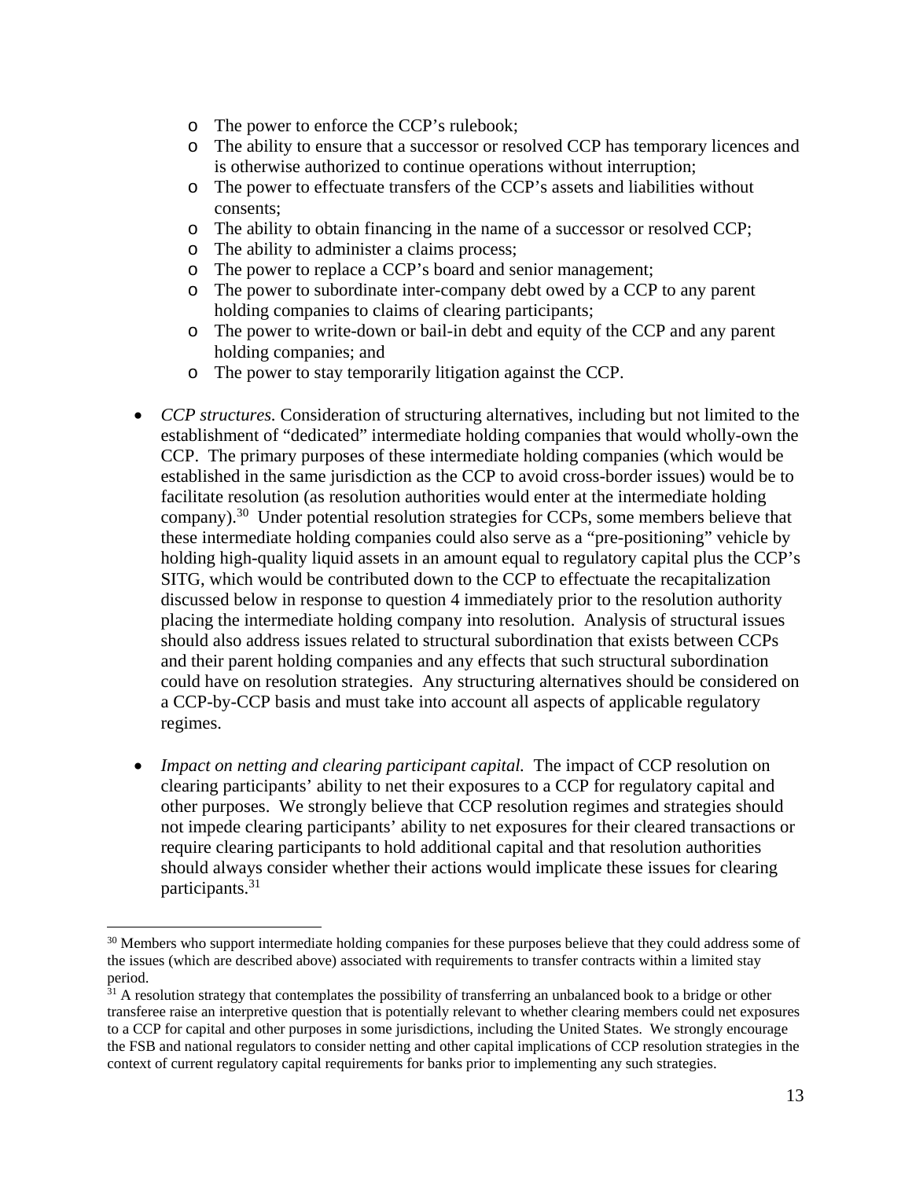- The power to enforce the CCP's rulebook;
   - The ability to ensure that a successor or resolved CCP has temporary licences and is otherwise authorized to continue operations without interruption;
   - The power to effectuate transfers of the CCP's assets and liabilities without consents;
   - The ability to obtain financing in the name of a successor or resolved CCP;
   - The ability to administer a claims process;
   - The power to replace a CCP's board and senior management;
   - The power to subordinate inter-company debt owed by a CCP to any parent holding companies to claims of clearing participants;
   - The power to write-down or bail-in debt and equity of the CCP and any parent holding companies; and
   - The power to stay temporarily litigation against the CCP.

- *CCP structures.* Consideration of structuring alternatives, including but not limited to the establishment of "dedicated" intermediate holding companies that would wholly-own the CCP. The primary purposes of these intermediate holding companies (which would be established in the same jurisdiction as the CCP to avoid cross-border issues) would be to facilitate resolution (as resolution authorities would enter at the intermediate holding company).[30] Under potential resolution strategies for CCPs, some members believe that these intermediate holding companies could also serve as a "pre-positioning" vehicle by holding high-quality liquid assets in an amount equal to regulatory capital plus the CCP's SITG, which would be contributed down to the CCP to effectuate the recapitalization discussed below in response to question 4 immediately prior to the resolution authority placing the intermediate holding company into resolution. Analysis of structural issues should also address issues related to structural subordination that exists between CCPs and their parent holding companies and any effects that such structural subordination could have on resolution strategies. Any structuring alternatives should be considered on a CCP-by-CCP basis and must take into account all aspects of applicable regulatory regimes.

- *Impact on netting and clearing participant capital.* The impact of CCP resolution on clearing participants' ability to net their exposures to a CCP for regulatory capital and other purposes. We strongly believe that CCP resolution regimes and strategies should not impede clearing participants' ability to net exposures for their cleared transactions or require clearing participants to hold additional capital and that resolution authorities should always consider whether their actions would implicate these issues for clearing participants.[31]

---

[30] Members who support intermediate holding companies for these purposes believe that they could address some of the issues (which are described above) associated with requirements to transfer contracts within a limited stay period.

[31] A resolution strategy that contemplates the possibility of transferring an unbalanced book to a bridge or other transferee raise an interpretive question that is potentially relevant to whether clearing members could net exposures to a CCP for capital and other purposes in some jurisdictions, including the United States. We strongly encourage the FSB and national regulators to consider netting and other capital implications of CCP resolution strategies in the context of current regulatory capital requirements for banks prior to implementing any such strategies.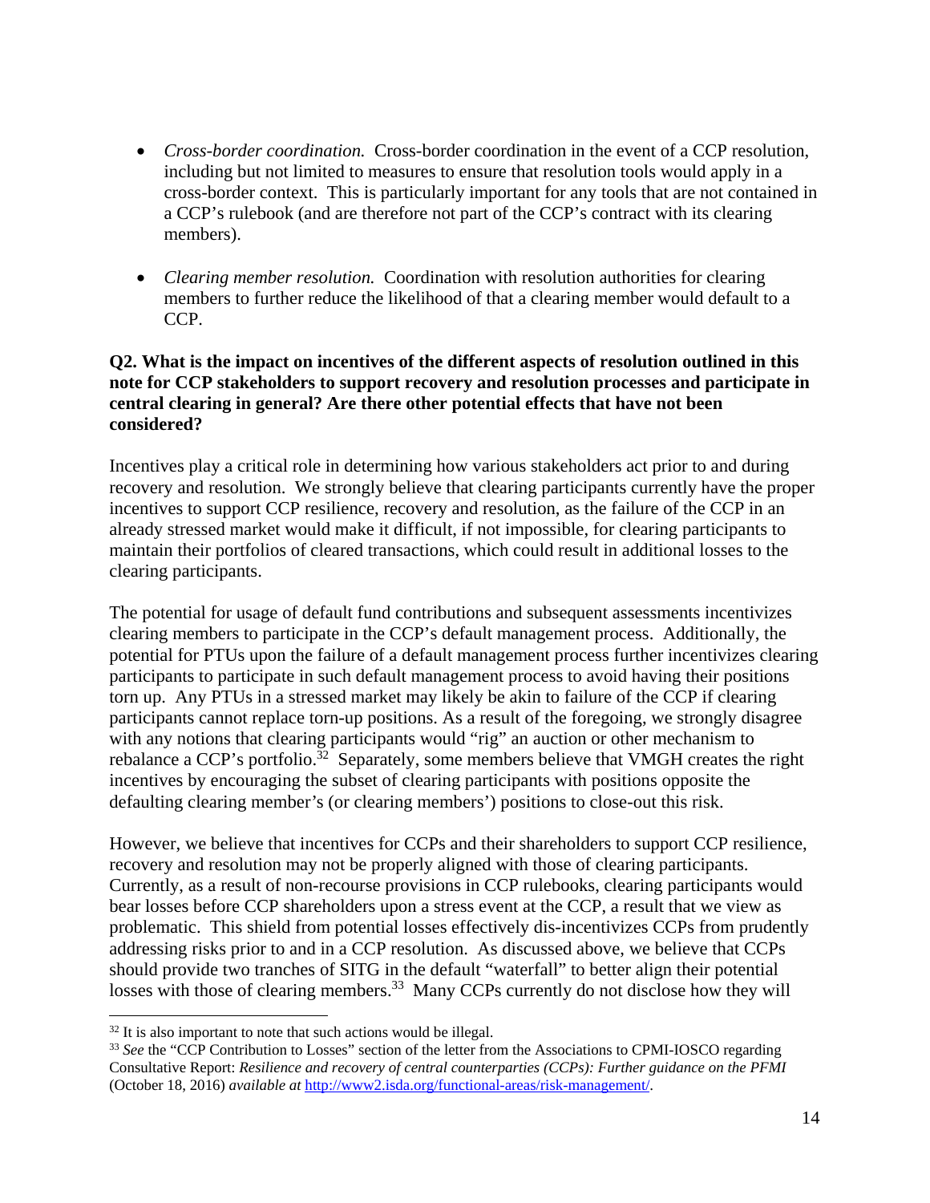- *Cross-border coordination.* Cross-border coordination in the event of a CCP resolution, including but not limited to measures to ensure that resolution tools would apply in a cross-border context. This is particularly important for any tools that are not contained in a CCP's rulebook (and are therefore not part of the CCP's contract with its clearing members).

- *Clearing member resolution.* Coordination with resolution authorities for clearing members to further reduce the likelihood of that a clearing member would default to a CCP.

**Q2. What is the impact on incentives of the different aspects of resolution outlined in this note for CCP stakeholders to support recovery and resolution processes and participate in central clearing in general? Are there other potential effects that have not been considered?**

Incentives play a critical role in determining how various stakeholders act prior to and during recovery and resolution. We strongly believe that clearing participants currently have the proper incentives to support CCP resilience, recovery and resolution, as the failure of the CCP in an already stressed market would make it difficult, if not impossible, for clearing participants to maintain their portfolios of cleared transactions, which could result in additional losses to the clearing participants.

The potential for usage of default fund contributions and subsequent assessments incentivizes clearing members to participate in the CCP's default management process. Additionally, the potential for PTUs upon the failure of a default management process further incentivizes clearing participants to participate in such default management process to avoid having their positions torn up. Any PTUs in a stressed market may likely be akin to failure of the CCP if clearing participants cannot replace torn-up positions. As a result of the foregoing, we strongly disagree with any notions that clearing participants would "rig" an auction or other mechanism to rebalance a CCP's portfolio.[32] Separately, some members believe that VMGH creates the right incentives by encouraging the subset of clearing participants with positions opposite the defaulting clearing member's (or clearing members') positions to close-out this risk.

However, we believe that incentives for CCPs and their shareholders to support CCP resilience, recovery and resolution may not be properly aligned with those of clearing participants. Currently, as a result of non-recourse provisions in CCP rulebooks, clearing participants would bear losses before CCP shareholders upon a stress event at the CCP, a result that we view as problematic. This shield from potential losses effectively dis-incentivizes CCPs from prudently addressing risks prior to and in a CCP resolution. As discussed above, we believe that CCPs should provide two tranches of SITG in the default "waterfall" to better align their potential losses with those of clearing members.[33] Many CCPs currently do not disclose how they will

[32] It is also important to note that such actions would be illegal.

[33] *See* the "CCP Contribution to Losses" section of the letter from the Associations to CPMI-IOSCO regarding Consultative Report: *Resilience and recovery of central counterparties (CCPs): Further guidance on the PFMI* (October 18, 2016) *available at* http://www2.isda.org/functional-areas/risk-management/.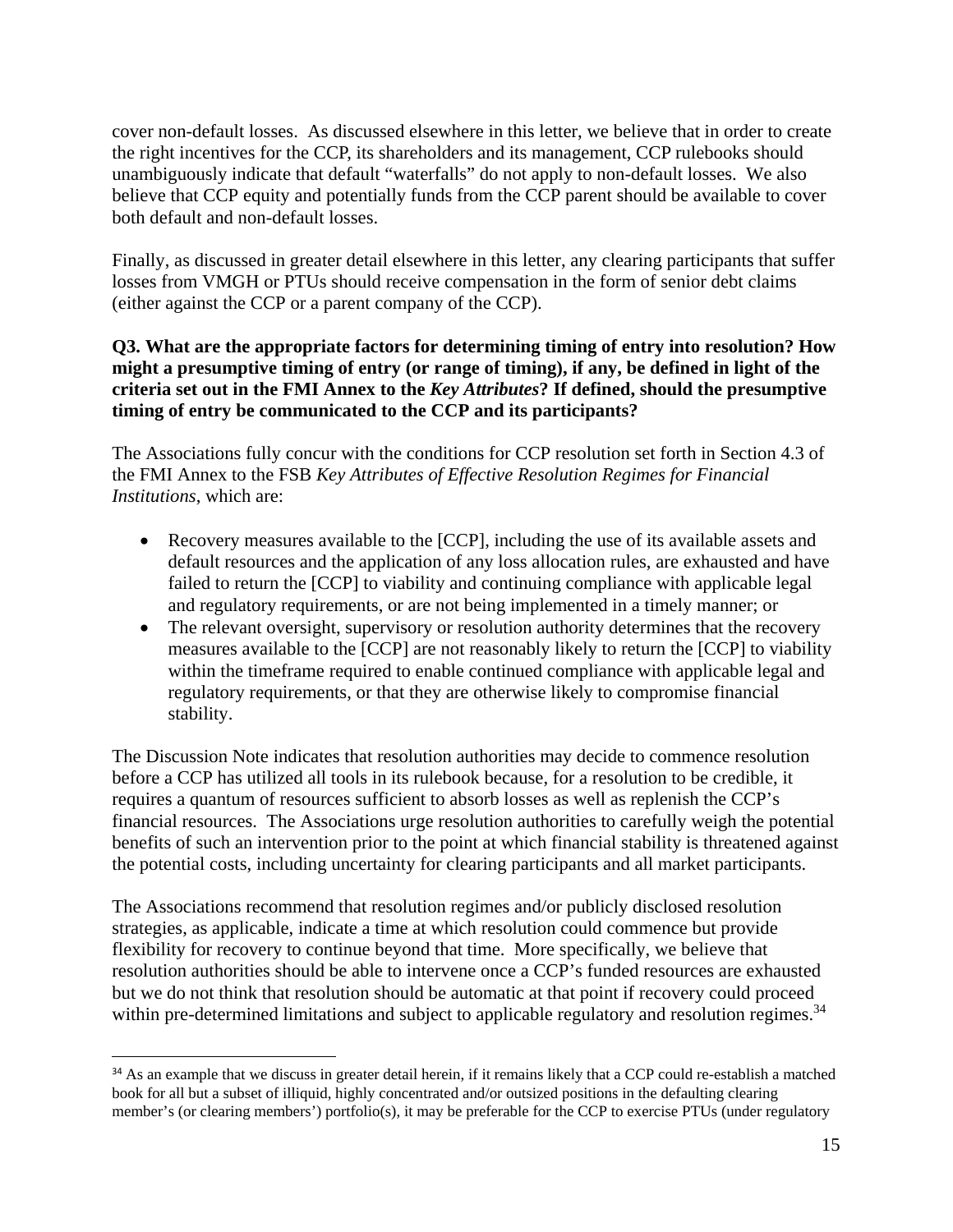cover non-default losses. As discussed elsewhere in this letter, we believe that in order to create the right incentives for the CCP, its shareholders and its management, CCP rulebooks should unambiguously indicate that default "waterfalls" do not apply to non-default losses. We also believe that CCP equity and potentially funds from the CCP parent should be available to cover both default and non-default losses.

Finally, as discussed in greater detail elsewhere in this letter, any clearing participants that suffer losses from VMGH or PTUs should receive compensation in the form of senior debt claims (either against the CCP or a parent company of the CCP).

**Q3. What are the appropriate factors for determining timing of entry into resolution? How might a presumptive timing of entry (or range of timing), if any, be defined in light of the criteria set out in the FMI Annex to the *Key Attributes*? If defined, should the presumptive timing of entry be communicated to the CCP and its participants?**

The Associations fully concur with the conditions for CCP resolution set forth in Section 4.3 of the FMI Annex to the FSB *Key Attributes of Effective Resolution Regimes for Financial Institutions*, which are:

- Recovery measures available to the [CCP], including the use of its available assets and default resources and the application of any loss allocation rules, are exhausted and have failed to return the [CCP] to viability and continuing compliance with applicable legal and regulatory requirements, or are not being implemented in a timely manner; or
- The relevant oversight, supervisory or resolution authority determines that the recovery measures available to the [CCP] are not reasonably likely to return the [CCP] to viability within the timeframe required to enable continued compliance with applicable legal and regulatory requirements, or that they are otherwise likely to compromise financial stability.

The Discussion Note indicates that resolution authorities may decide to commence resolution before a CCP has utilized all tools in its rulebook because, for a resolution to be credible, it requires a quantum of resources sufficient to absorb losses as well as replenish the CCP's financial resources. The Associations urge resolution authorities to carefully weigh the potential benefits of such an intervention prior to the point at which financial stability is threatened against the potential costs, including uncertainty for clearing participants and all market participants.

The Associations recommend that resolution regimes and/or publicly disclosed resolution strategies, as applicable, indicate a time at which resolution could commence but provide flexibility for recovery to continue beyond that time. More specifically, we believe that resolution authorities should be able to intervene once a CCP's funded resources are exhausted but we do not think that resolution should be automatic at that point if recovery could proceed within pre-determined limitations and subject to applicable regulatory and resolution regimes.[34]

[34] As an example that we discuss in greater detail herein, if it remains likely that a CCP could re-establish a matched book for all but a subset of illiquid, highly concentrated and/or outsized positions in the defaulting clearing member's (or clearing members') portfolio(s), it may be preferable for the CCP to exercise PTUs (under regulatory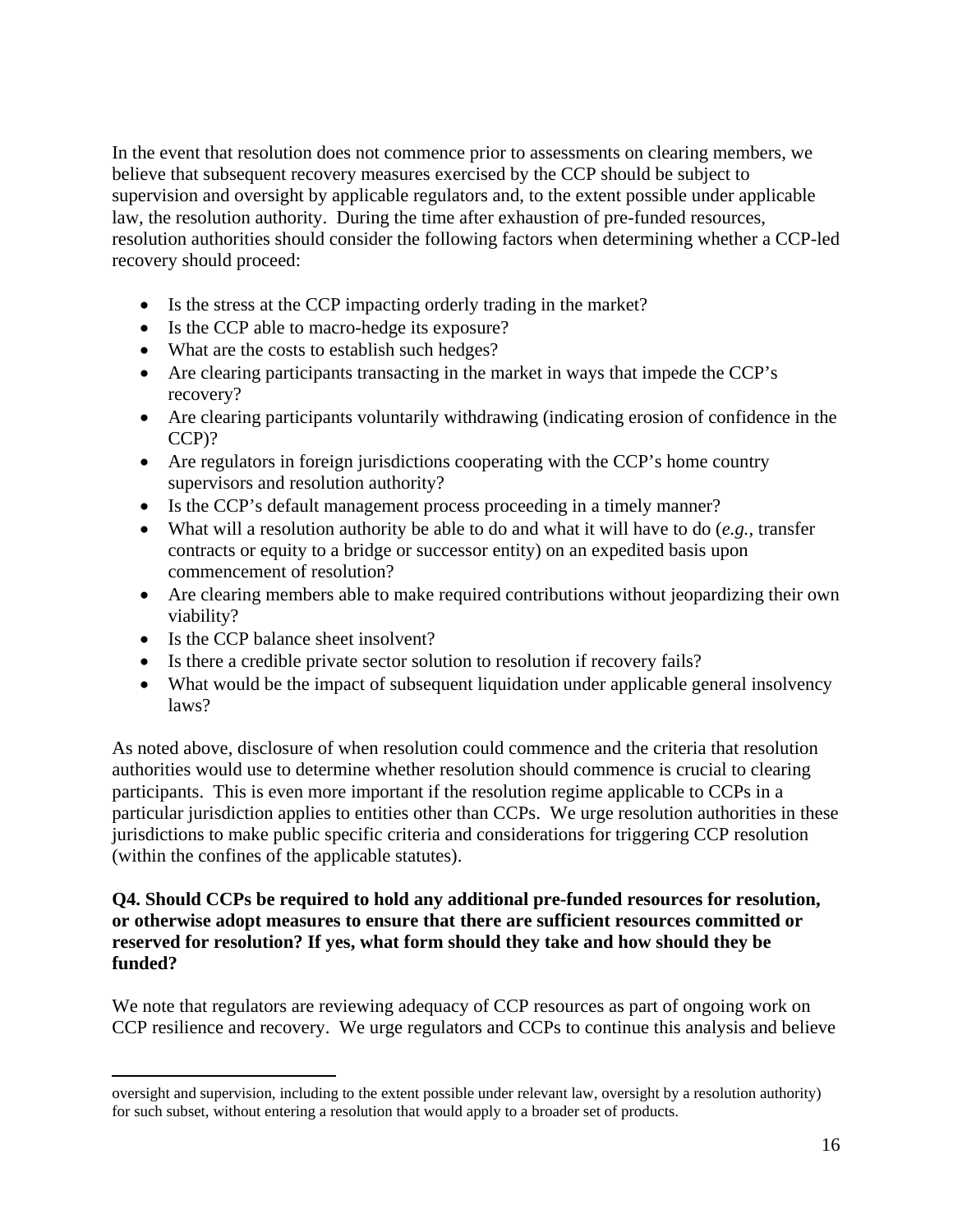In the event that resolution does not commence prior to assessments on clearing members, we believe that subsequent recovery measures exercised by the CCP should be subject to supervision and oversight by applicable regulators and, to the extent possible under applicable law, the resolution authority. During the time after exhaustion of pre-funded resources, resolution authorities should consider the following factors when determining whether a CCP-led recovery should proceed:

- Is the stress at the CCP impacting orderly trading in the market?
- Is the CCP able to macro-hedge its exposure?
- What are the costs to establish such hedges?
- Are clearing participants transacting in the market in ways that impede the CCP's recovery?
- Are clearing participants voluntarily withdrawing (indicating erosion of confidence in the CCP)?
- Are regulators in foreign jurisdictions cooperating with the CCP's home country supervisors and resolution authority?
- Is the CCP's default management process proceeding in a timely manner?
- What will a resolution authority be able to do and what it will have to do (*e.g.,* transfer contracts or equity to a bridge or successor entity) on an expedited basis upon commencement of resolution?
- Are clearing members able to make required contributions without jeopardizing their own viability?
- Is the CCP balance sheet insolvent?
- Is there a credible private sector solution to resolution if recovery fails?
- What would be the impact of subsequent liquidation under applicable general insolvency laws?

As noted above, disclosure of when resolution could commence and the criteria that resolution authorities would use to determine whether resolution should commence is crucial to clearing participants. This is even more important if the resolution regime applicable to CCPs in a particular jurisdiction applies to entities other than CCPs. We urge resolution authorities in these jurisdictions to make public specific criteria and considerations for triggering CCP resolution (within the confines of the applicable statutes).

**Q4. Should CCPs be required to hold any additional pre-funded resources for resolution, or otherwise adopt measures to ensure that there are sufficient resources committed or reserved for resolution? If yes, what form should they take and how should they be funded?**

We note that regulators are reviewing adequacy of CCP resources as part of ongoing work on CCP resilience and recovery. We urge regulators and CCPs to continue this analysis and believe

---

oversight and supervision, including to the extent possible under relevant law, oversight by a resolution authority) for such subset, without entering a resolution that would apply to a broader set of products.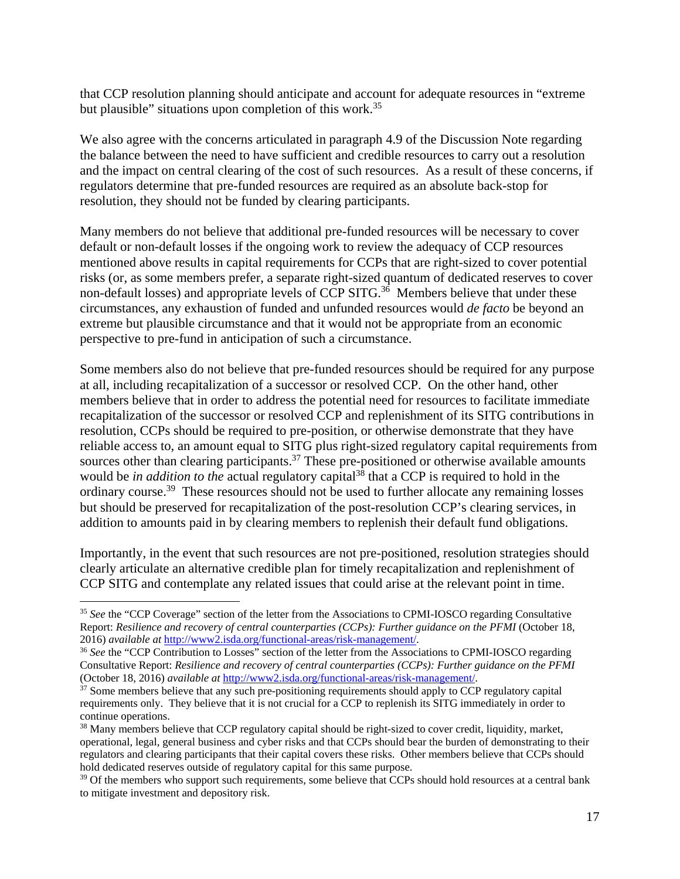that CCP resolution planning should anticipate and account for adequate resources in "extreme but plausible" situations upon completion of this work.[35]

We also agree with the concerns articulated in paragraph 4.9 of the Discussion Note regarding the balance between the need to have sufficient and credible resources to carry out a resolution and the impact on central clearing of the cost of such resources. As a result of these concerns, if regulators determine that pre-funded resources are required as an absolute back-stop for resolution, they should not be funded by clearing participants.

Many members do not believe that additional pre-funded resources will be necessary to cover default or non-default losses if the ongoing work to review the adequacy of CCP resources mentioned above results in capital requirements for CCPs that are right-sized to cover potential risks (or, as some members prefer, a separate right-sized quantum of dedicated reserves to cover non-default losses) and appropriate levels of CCP SITG.[36] Members believe that under these circumstances, any exhaustion of funded and unfunded resources would *de facto* be beyond an extreme but plausible circumstance and that it would not be appropriate from an economic perspective to pre-fund in anticipation of such a circumstance.

Some members also do not believe that pre-funded resources should be required for any purpose at all, including recapitalization of a successor or resolved CCP. On the other hand, other members believe that in order to address the potential need for resources to facilitate immediate recapitalization of the successor or resolved CCP and replenishment of its SITG contributions in resolution, CCPs should be required to pre-position, or otherwise demonstrate that they have reliable access to, an amount equal to SITG plus right-sized regulatory capital requirements from sources other than clearing participants.[37] These pre-positioned or otherwise available amounts would be *in addition to the* actual regulatory capital[38] that a CCP is required to hold in the ordinary course.[39] These resources should not be used to further allocate any remaining losses but should be preserved for recapitalization of the post-resolution CCP's clearing services, in addition to amounts paid in by clearing members to replenish their default fund obligations.

Importantly, in the event that such resources are not pre-positioned, resolution strategies should clearly articulate an alternative credible plan for timely recapitalization and replenishment of CCP SITG and contemplate any related issues that could arise at the relevant point in time.

---

[35] *See* the "CCP Coverage" section of the letter from the Associations to CPMI-IOSCO regarding Consultative Report: *Resilience and recovery of central counterparties (CCPs): Further guidance on the PFMI* (October 18, 2016) *available at* http://www2.isda.org/functional-areas/risk-management/.

[36] *See* the "CCP Contribution to Losses" section of the letter from the Associations to CPMI-IOSCO regarding Consultative Report: *Resilience and recovery of central counterparties (CCPs): Further guidance on the PFMI* (October 18, 2016) *available at* http://www2.isda.org/functional-areas/risk-management/.

[37] Some members believe that any such pre-positioning requirements should apply to CCP regulatory capital requirements only. They believe that it is not crucial for a CCP to replenish its SITG immediately in order to continue operations.

[38] Many members believe that CCP regulatory capital should be right-sized to cover credit, liquidity, market, operational, legal, general business and cyber risks and that CCPs should bear the burden of demonstrating to their regulators and clearing participants that their capital covers these risks. Other members believe that CCPs should hold dedicated reserves outside of regulatory capital for this same purpose.

[39] Of the members who support such requirements, some believe that CCPs should hold resources at a central bank to mitigate investment and depository risk.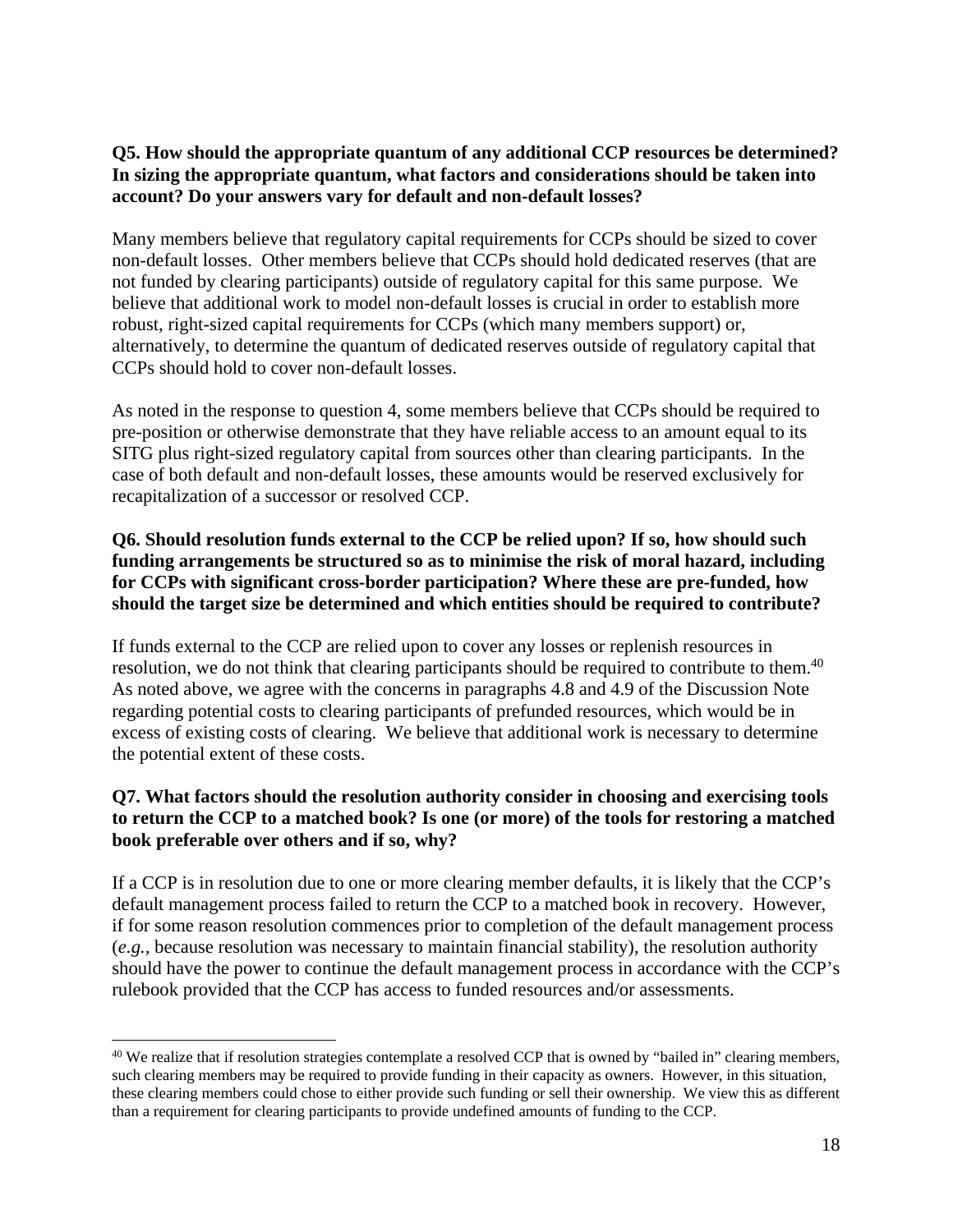**Q5. How should the appropriate quantum of any additional CCP resources be determined? In sizing the appropriate quantum, what factors and considerations should be taken into account? Do your answers vary for default and non-default losses?**

Many members believe that regulatory capital requirements for CCPs should be sized to cover non-default losses. Other members believe that CCPs should hold dedicated reserves (that are not funded by clearing participants) outside of regulatory capital for this same purpose. We believe that additional work to model non-default losses is crucial in order to establish more robust, right-sized capital requirements for CCPs (which many members support) or, alternatively, to determine the quantum of dedicated reserves outside of regulatory capital that CCPs should hold to cover non-default losses.

As noted in the response to question 4, some members believe that CCPs should be required to pre-position or otherwise demonstrate that they have reliable access to an amount equal to its SITG plus right-sized regulatory capital from sources other than clearing participants. In the case of both default and non-default losses, these amounts would be reserved exclusively for recapitalization of a successor or resolved CCP.

**Q6. Should resolution funds external to the CCP be relied upon? If so, how should such funding arrangements be structured so as to minimise the risk of moral hazard, including for CCPs with significant cross-border participation? Where these are pre-funded, how should the target size be determined and which entities should be required to contribute?**

If funds external to the CCP are relied upon to cover any losses or replenish resources in resolution, we do not think that clearing participants should be required to contribute to them.[40] As noted above, we agree with the concerns in paragraphs 4.8 and 4.9 of the Discussion Note regarding potential costs to clearing participants of prefunded resources, which would be in excess of existing costs of clearing. We believe that additional work is necessary to determine the potential extent of these costs.

**Q7. What factors should the resolution authority consider in choosing and exercising tools to return the CCP to a matched book? Is one (or more) of the tools for restoring a matched book preferable over others and if so, why?**

If a CCP is in resolution due to one or more clearing member defaults, it is likely that the CCP's default management process failed to return the CCP to a matched book in recovery. However, if for some reason resolution commences prior to completion of the default management process (*e.g.*, because resolution was necessary to maintain financial stability), the resolution authority should have the power to continue the default management process in accordance with the CCP's rulebook provided that the CCP has access to funded resources and/or assessments.

[40] We realize that if resolution strategies contemplate a resolved CCP that is owned by "bailed in" clearing members, such clearing members may be required to provide funding in their capacity as owners. However, in this situation, these clearing members could chose to either provide such funding or sell their ownership. We view this as different than a requirement for clearing participants to provide undefined amounts of funding to the CCP.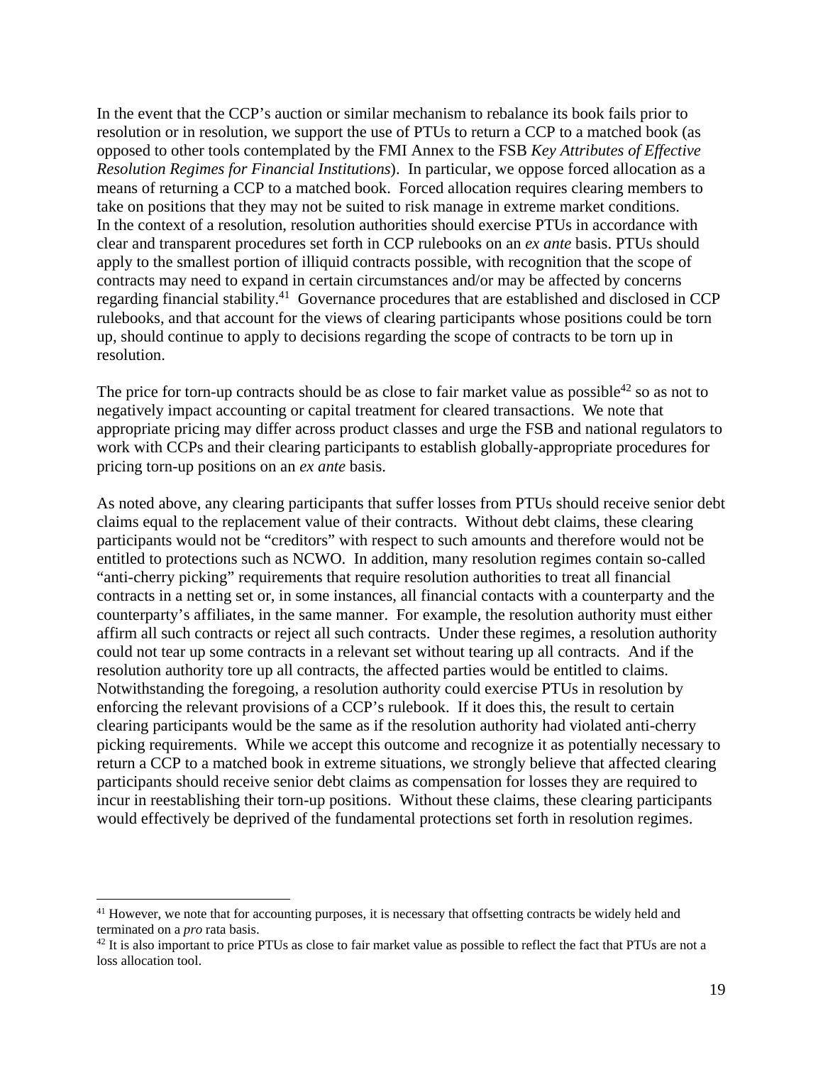In the event that the CCP's auction or similar mechanism to rebalance its book fails prior to resolution or in resolution, we support the use of PTUs to return a CCP to a matched book (as opposed to other tools contemplated by the FMI Annex to the FSB *Key Attributes of Effective Resolution Regimes for Financial Institutions*). In particular, we oppose forced allocation as a means of returning a CCP to a matched book. Forced allocation requires clearing members to take on positions that they may not be suited to risk manage in extreme market conditions. In the context of a resolution, resolution authorities should exercise PTUs in accordance with clear and transparent procedures set forth in CCP rulebooks on an *ex ante* basis. PTUs should apply to the smallest portion of illiquid contracts possible, with recognition that the scope of contracts may need to expand in certain circumstances and/or may be affected by concerns regarding financial stability.[41] Governance procedures that are established and disclosed in CCP rulebooks, and that account for the views of clearing participants whose positions could be torn up, should continue to apply to decisions regarding the scope of contracts to be torn up in resolution.

The price for torn-up contracts should be as close to fair market value as possible[42] so as not to negatively impact accounting or capital treatment for cleared transactions. We note that appropriate pricing may differ across product classes and urge the FSB and national regulators to work with CCPs and their clearing participants to establish globally-appropriate procedures for pricing torn-up positions on an *ex ante* basis.

As noted above, any clearing participants that suffer losses from PTUs should receive senior debt claims equal to the replacement value of their contracts. Without debt claims, these clearing participants would not be "creditors" with respect to such amounts and therefore would not be entitled to protections such as NCWO. In addition, many resolution regimes contain so-called "anti-cherry picking" requirements that require resolution authorities to treat all financial contracts in a netting set or, in some instances, all financial contacts with a counterparty and the counterparty's affiliates, in the same manner. For example, the resolution authority must either affirm all such contracts or reject all such contracts. Under these regimes, a resolution authority could not tear up some contracts in a relevant set without tearing up all contracts. And if the resolution authority tore up all contracts, the affected parties would be entitled to claims. Notwithstanding the foregoing, a resolution authority could exercise PTUs in resolution by enforcing the relevant provisions of a CCP's rulebook. If it does this, the result to certain clearing participants would be the same as if the resolution authority had violated anti-cherry picking requirements. While we accept this outcome and recognize it as potentially necessary to return a CCP to a matched book in extreme situations, we strongly believe that affected clearing participants should receive senior debt claims as compensation for losses they are required to incur in reestablishing their torn-up positions. Without these claims, these clearing participants would effectively be deprived of the fundamental protections set forth in resolution regimes.

---

[41] However, we note that for accounting purposes, it is necessary that offsetting contracts be widely held and terminated on a *pro* rata basis.

[42] It is also important to price PTUs as close to fair market value as possible to reflect the fact that PTUs are not a loss allocation tool.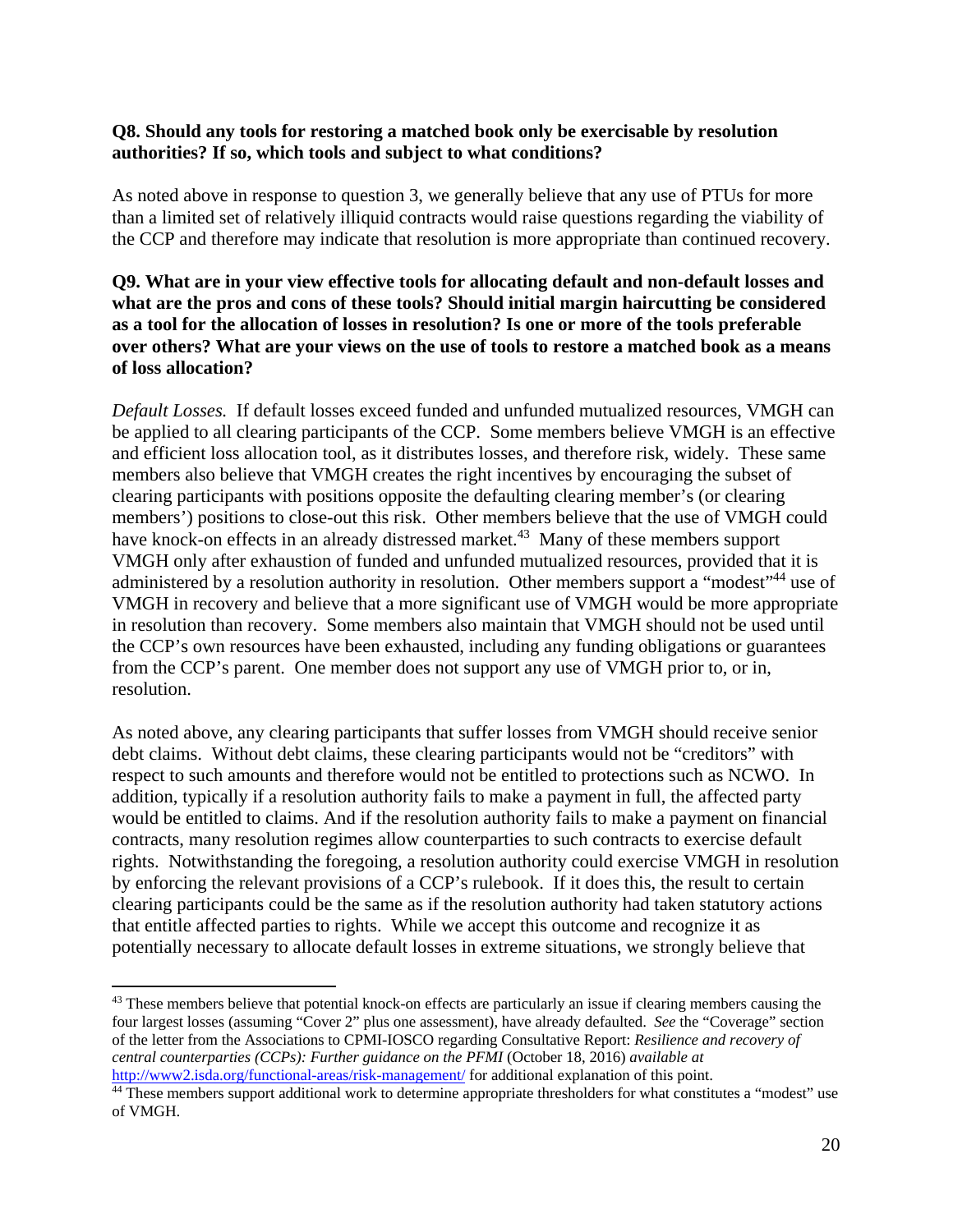**Q8. Should any tools for restoring a matched book only be exercisable by resolution authorities? If so, which tools and subject to what conditions?**

As noted above in response to question 3, we generally believe that any use of PTUs for more than a limited set of relatively illiquid contracts would raise questions regarding the viability of the CCP and therefore may indicate that resolution is more appropriate than continued recovery.

**Q9. What are in your view effective tools for allocating default and non-default losses and what are the pros and cons of these tools? Should initial margin haircutting be considered as a tool for the allocation of losses in resolution? Is one or more of the tools preferable over others? What are your views on the use of tools to restore a matched book as a means of loss allocation?**

*Default Losses.* If default losses exceed funded and unfunded mutualized resources, VMGH can be applied to all clearing participants of the CCP. Some members believe VMGH is an effective and efficient loss allocation tool, as it distributes losses, and therefore risk, widely. These same members also believe that VMGH creates the right incentives by encouraging the subset of clearing participants with positions opposite the defaulting clearing member's (or clearing members') positions to close-out this risk. Other members believe that the use of VMGH could have knock-on effects in an already distressed market.[43] Many of these members support VMGH only after exhaustion of funded and unfunded mutualized resources, provided that it is administered by a resolution authority in resolution. Other members support a "modest"[44] use of VMGH in recovery and believe that a more significant use of VMGH would be more appropriate in resolution than recovery. Some members also maintain that VMGH should not be used until the CCP's own resources have been exhausted, including any funding obligations or guarantees from the CCP's parent. One member does not support any use of VMGH prior to, or in, resolution.

As noted above, any clearing participants that suffer losses from VMGH should receive senior debt claims. Without debt claims, these clearing participants would not be "creditors" with respect to such amounts and therefore would not be entitled to protections such as NCWO. In addition, typically if a resolution authority fails to make a payment in full, the affected party would be entitled to claims. And if the resolution authority fails to make a payment on financial contracts, many resolution regimes allow counterparties to such contracts to exercise default rights. Notwithstanding the foregoing, a resolution authority could exercise VMGH in resolution by enforcing the relevant provisions of a CCP's rulebook. If it does this, the result to certain clearing participants could be the same as if the resolution authority had taken statutory actions that entitle affected parties to rights. While we accept this outcome and recognize it as potentially necessary to allocate default losses in extreme situations, we strongly believe that

---

[43] These members believe that potential knock-on effects are particularly an issue if clearing members causing the four largest losses (assuming "Cover 2" plus one assessment), have already defaulted. *See* the "Coverage" section of the letter from the Associations to CPMI-IOSCO regarding Consultative Report: *Resilience and recovery of central counterparties (CCPs): Further guidance on the PFMI* (October 18, 2016) *available at* http://www2.isda.org/functional-areas/risk-management/ for additional explanation of this point.

[44] These members support additional work to determine appropriate thresholders for what constitutes a "modest" use of VMGH.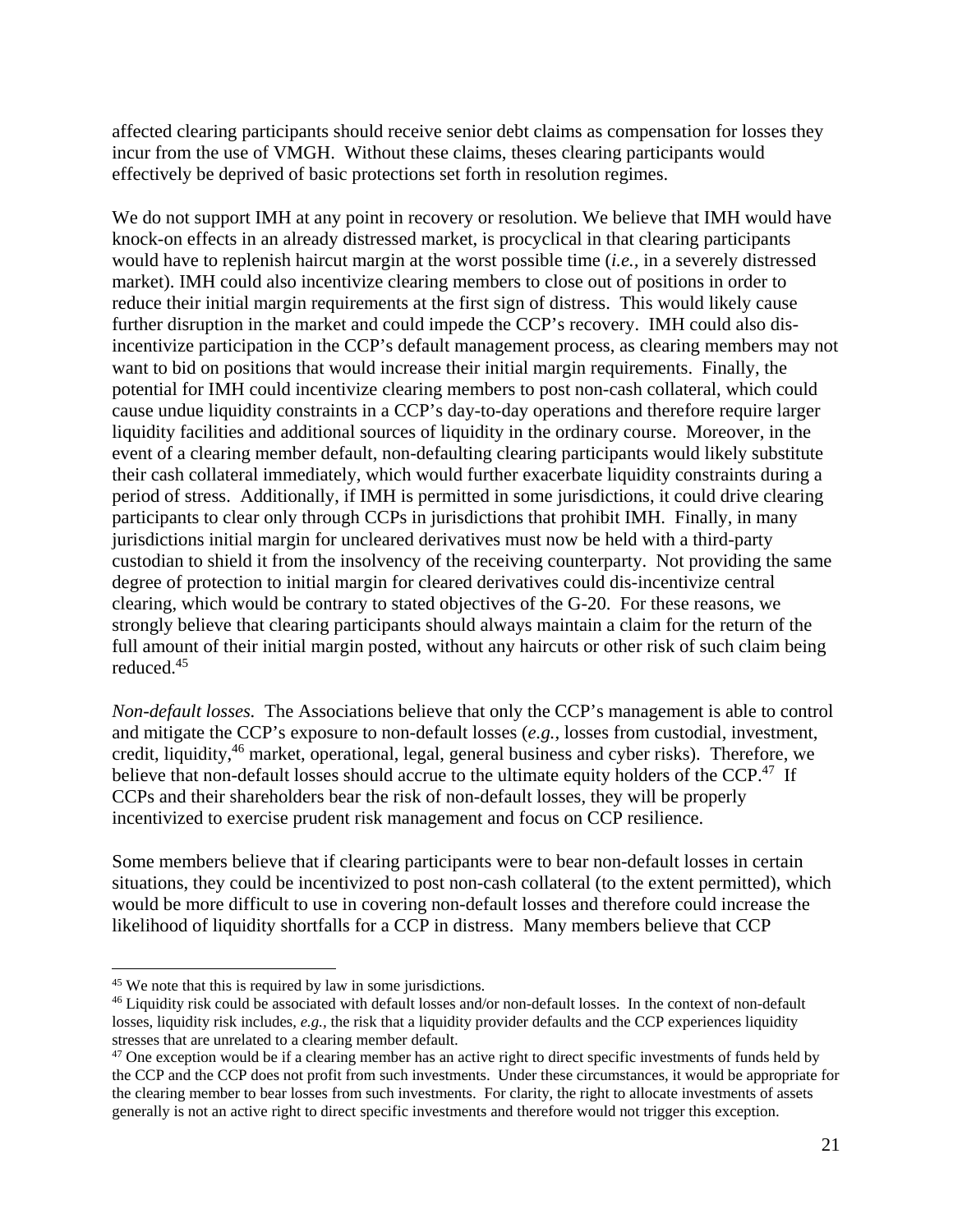affected clearing participants should receive senior debt claims as compensation for losses they incur from the use of VMGH. Without these claims, theses clearing participants would effectively be deprived of basic protections set forth in resolution regimes.

We do not support IMH at any point in recovery or resolution. We believe that IMH would have knock-on effects in an already distressed market, is procyclical in that clearing participants would have to replenish haircut margin at the worst possible time (*i.e.*, in a severely distressed market). IMH could also incentivize clearing members to close out of positions in order to reduce their initial margin requirements at the first sign of distress. This would likely cause further disruption in the market and could impede the CCP's recovery. IMH could also dis-incentivize participation in the CCP's default management process, as clearing members may not want to bid on positions that would increase their initial margin requirements. Finally, the potential for IMH could incentivize clearing members to post non-cash collateral, which could cause undue liquidity constraints in a CCP's day-to-day operations and therefore require larger liquidity facilities and additional sources of liquidity in the ordinary course. Moreover, in the event of a clearing member default, non-defaulting clearing participants would likely substitute their cash collateral immediately, which would further exacerbate liquidity constraints during a period of stress. Additionally, if IMH is permitted in some jurisdictions, it could drive clearing participants to clear only through CCPs in jurisdictions that prohibit IMH. Finally, in many jurisdictions initial margin for uncleared derivatives must now be held with a third-party custodian to shield it from the insolvency of the receiving counterparty. Not providing the same degree of protection to initial margin for cleared derivatives could dis-incentivize central clearing, which would be contrary to stated objectives of the G-20. For these reasons, we strongly believe that clearing participants should always maintain a claim for the return of the full amount of their initial margin posted, without any haircuts or other risk of such claim being reduced.[45]

*Non-default losses.* The Associations believe that only the CCP's management is able to control and mitigate the CCP's exposure to non-default losses (*e.g.*, losses from custodial, investment, credit, liquidity,[46] market, operational, legal, general business and cyber risks). Therefore, we believe that non-default losses should accrue to the ultimate equity holders of the CCP.[47] If CCPs and their shareholders bear the risk of non-default losses, they will be properly incentivized to exercise prudent risk management and focus on CCP resilience.

Some members believe that if clearing participants were to bear non-default losses in certain situations, they could be incentivized to post non-cash collateral (to the extent permitted), which would be more difficult to use in covering non-default losses and therefore could increase the likelihood of liquidity shortfalls for a CCP in distress. Many members believe that CCP

---

[45] We note that this is required by law in some jurisdictions.

[46] Liquidity risk could be associated with default losses and/or non-default losses. In the context of non-default losses, liquidity risk includes, *e.g.*, the risk that a liquidity provider defaults and the CCP experiences liquidity stresses that are unrelated to a clearing member default.

[47] One exception would be if a clearing member has an active right to direct specific investments of funds held by the CCP and the CCP does not profit from such investments. Under these circumstances, it would be appropriate for the clearing member to bear losses from such investments. For clarity, the right to allocate investments of assets generally is not an active right to direct specific investments and therefore would not trigger this exception.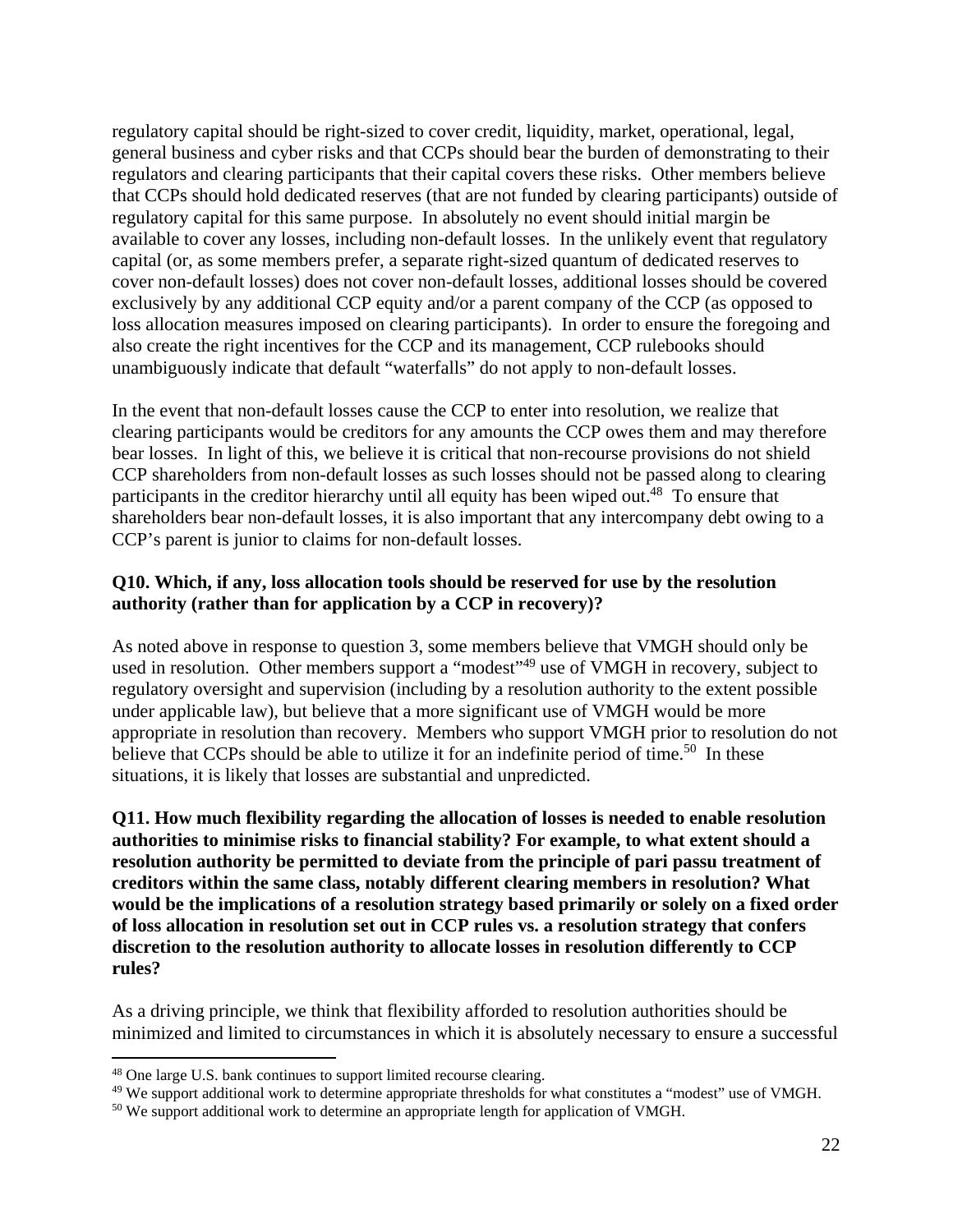regulatory capital should be right-sized to cover credit, liquidity, market, operational, legal, general business and cyber risks and that CCPs should bear the burden of demonstrating to their regulators and clearing participants that their capital covers these risks. Other members believe that CCPs should hold dedicated reserves (that are not funded by clearing participants) outside of regulatory capital for this same purpose. In absolutely no event should initial margin be available to cover any losses, including non-default losses. In the unlikely event that regulatory capital (or, as some members prefer, a separate right-sized quantum of dedicated reserves to cover non-default losses) does not cover non-default losses, additional losses should be covered exclusively by any additional CCP equity and/or a parent company of the CCP (as opposed to loss allocation measures imposed on clearing participants). In order to ensure the foregoing and also create the right incentives for the CCP and its management, CCP rulebooks should unambiguously indicate that default "waterfalls" do not apply to non-default losses.

In the event that non-default losses cause the CCP to enter into resolution, we realize that clearing participants would be creditors for any amounts the CCP owes them and may therefore bear losses. In light of this, we believe it is critical that non-recourse provisions do not shield CCP shareholders from non-default losses as such losses should not be passed along to clearing participants in the creditor hierarchy until all equity has been wiped out.[48] To ensure that shareholders bear non-default losses, it is also important that any intercompany debt owing to a CCP's parent is junior to claims for non-default losses.

**Q10. Which, if any, loss allocation tools should be reserved for use by the resolution authority (rather than for application by a CCP in recovery)?**

As noted above in response to question 3, some members believe that VMGH should only be used in resolution. Other members support a "modest"[49] use of VMGH in recovery, subject to regulatory oversight and supervision (including by a resolution authority to the extent possible under applicable law), but believe that a more significant use of VMGH would be more appropriate in resolution than recovery. Members who support VMGH prior to resolution do not believe that CCPs should be able to utilize it for an indefinite period of time.[50] In these situations, it is likely that losses are substantial and unpredicted.

**Q11. How much flexibility regarding the allocation of losses is needed to enable resolution authorities to minimise risks to financial stability? For example, to what extent should a resolution authority be permitted to deviate from the principle of pari passu treatment of creditors within the same class, notably different clearing members in resolution? What would be the implications of a resolution strategy based primarily or solely on a fixed order of loss allocation in resolution set out in CCP rules vs. a resolution strategy that confers discretion to the resolution authority to allocate losses in resolution differently to CCP rules?**

As a driving principle, we think that flexibility afforded to resolution authorities should be minimized and limited to circumstances in which it is absolutely necessary to ensure a successful

---

[48] One large U.S. bank continues to support limited recourse clearing.

[49] We support additional work to determine appropriate thresholds for what constitutes a "modest" use of VMGH.

[50] We support additional work to determine an appropriate length for application of VMGH.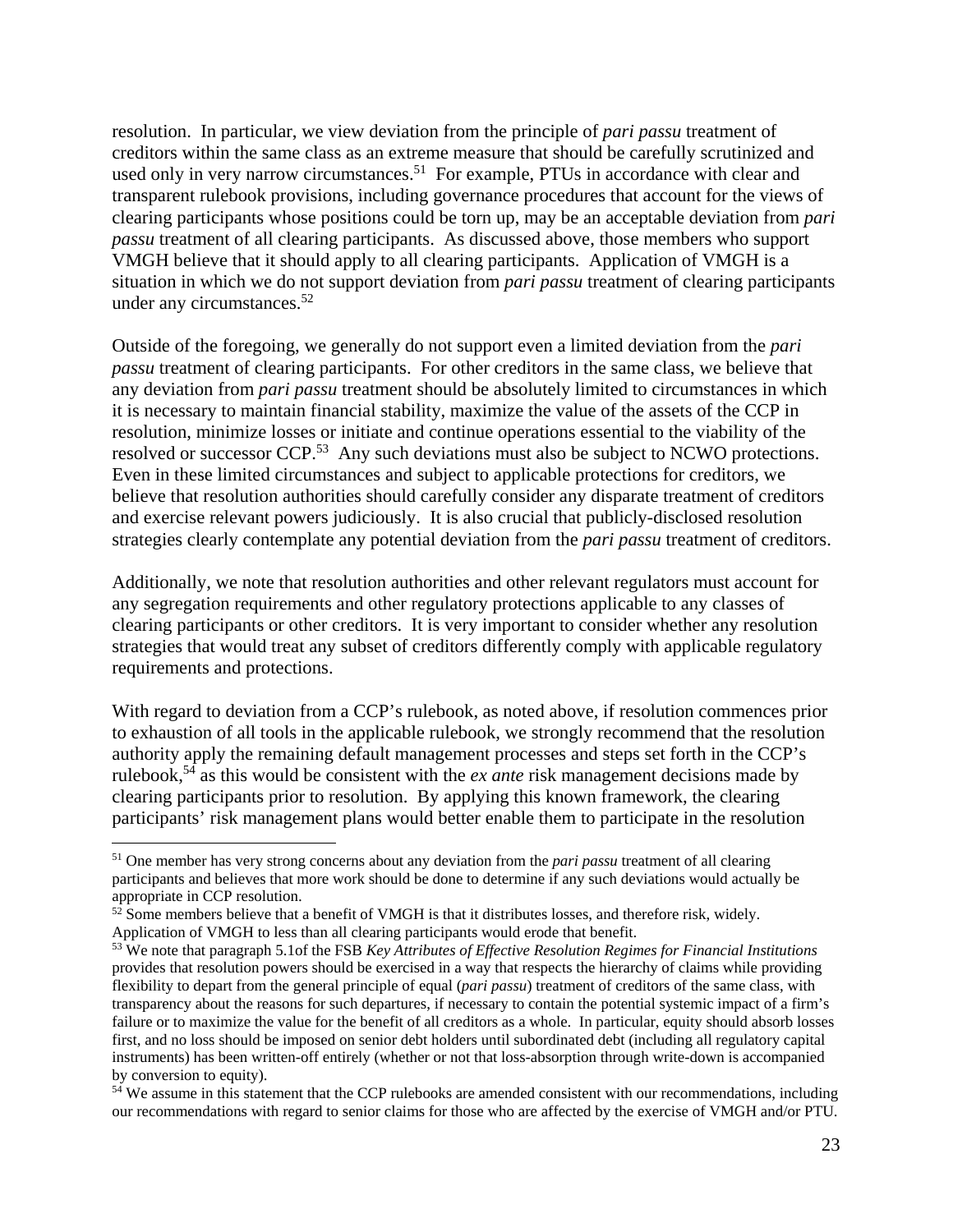resolution. In particular, we view deviation from the principle of *pari passu* treatment of creditors within the same class as an extreme measure that should be carefully scrutinized and used only in very narrow circumstances.[51] For example, PTUs in accordance with clear and transparent rulebook provisions, including governance procedures that account for the views of clearing participants whose positions could be torn up, may be an acceptable deviation from *pari passu* treatment of all clearing participants. As discussed above, those members who support VMGH believe that it should apply to all clearing participants. Application of VMGH is a situation in which we do not support deviation from *pari passu* treatment of clearing participants under any circumstances.[52]

Outside of the foregoing, we generally do not support even a limited deviation from the *pari passu* treatment of clearing participants. For other creditors in the same class, we believe that any deviation from *pari passu* treatment should be absolutely limited to circumstances in which it is necessary to maintain financial stability, maximize the value of the assets of the CCP in resolution, minimize losses or initiate and continue operations essential to the viability of the resolved or successor CCP.[53] Any such deviations must also be subject to NCWO protections. Even in these limited circumstances and subject to applicable protections for creditors, we believe that resolution authorities should carefully consider any disparate treatment of creditors and exercise relevant powers judiciously. It is also crucial that publicly-disclosed resolution strategies clearly contemplate any potential deviation from the *pari passu* treatment of creditors.

Additionally, we note that resolution authorities and other relevant regulators must account for any segregation requirements and other regulatory protections applicable to any classes of clearing participants or other creditors. It is very important to consider whether any resolution strategies that would treat any subset of creditors differently comply with applicable regulatory requirements and protections.

With regard to deviation from a CCP's rulebook, as noted above, if resolution commences prior to exhaustion of all tools in the applicable rulebook, we strongly recommend that the resolution authority apply the remaining default management processes and steps set forth in the CCP's rulebook,[54] as this would be consistent with the *ex ante* risk management decisions made by clearing participants prior to resolution. By applying this known framework, the clearing participants' risk management plans would better enable them to participate in the resolution

---

[51] One member has very strong concerns about any deviation from the *pari passu* treatment of all clearing participants and believes that more work should be done to determine if any such deviations would actually be appropriate in CCP resolution.

[52] Some members believe that a benefit of VMGH is that it distributes losses, and therefore risk, widely. Application of VMGH to less than all clearing participants would erode that benefit.

[53] We note that paragraph 5.1of the FSB *Key Attributes of Effective Resolution Regimes for Financial Institutions* provides that resolution powers should be exercised in a way that respects the hierarchy of claims while providing flexibility to depart from the general principle of equal (*pari passu*) treatment of creditors of the same class, with transparency about the reasons for such departures, if necessary to contain the potential systemic impact of a firm's failure or to maximize the value for the benefit of all creditors as a whole. In particular, equity should absorb losses first, and no loss should be imposed on senior debt holders until subordinated debt (including all regulatory capital instruments) has been written-off entirely (whether or not that loss-absorption through write-down is accompanied by conversion to equity).

[54] We assume in this statement that the CCP rulebooks are amended consistent with our recommendations, including our recommendations with regard to senior claims for those who are affected by the exercise of VMGH and/or PTU.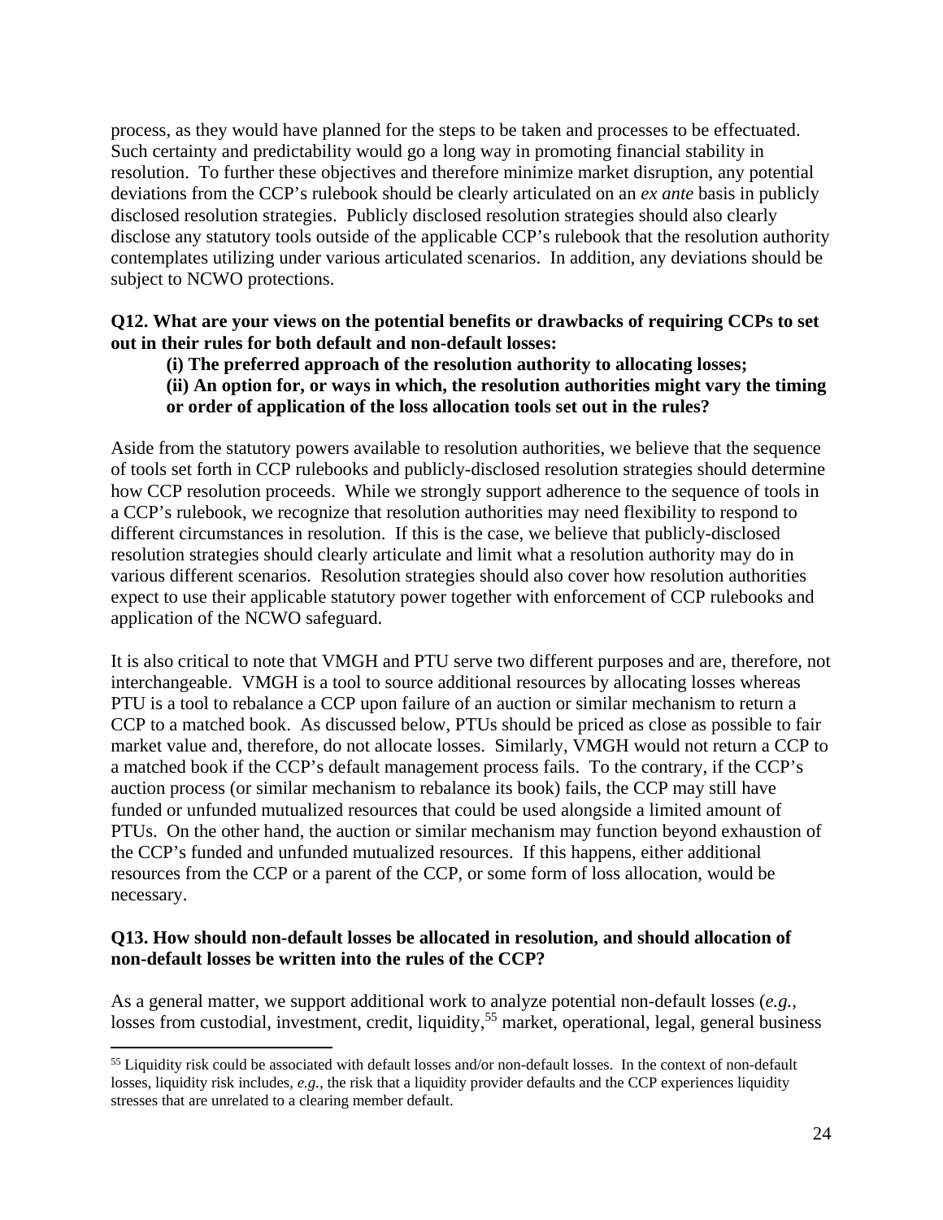process, as they would have planned for the steps to be taken and processes to be effectuated. Such certainty and predictability would go a long way in promoting financial stability in resolution. To further these objectives and therefore minimize market disruption, any potential deviations from the CCP's rulebook should be clearly articulated on an *ex ante* basis in publicly disclosed resolution strategies. Publicly disclosed resolution strategies should also clearly disclose any statutory tools outside of the applicable CCP's rulebook that the resolution authority contemplates utilizing under various articulated scenarios. In addition, any deviations should be subject to NCWO protections.

**Q12. What are your views on the potential benefits or drawbacks of requiring CCPs to set out in their rules for both default and non-default losses:**

> **(i) The preferred approach of the resolution authority to allocating losses;**
> **(ii) An option for, or ways in which, the resolution authorities might vary the timing or order of application of the loss allocation tools set out in the rules?**

Aside from the statutory powers available to resolution authorities, we believe that the sequence of tools set forth in CCP rulebooks and publicly-disclosed resolution strategies should determine how CCP resolution proceeds. While we strongly support adherence to the sequence of tools in a CCP's rulebook, we recognize that resolution authorities may need flexibility to respond to different circumstances in resolution. If this is the case, we believe that publicly-disclosed resolution strategies should clearly articulate and limit what a resolution authority may do in various different scenarios. Resolution strategies should also cover how resolution authorities expect to use their applicable statutory power together with enforcement of CCP rulebooks and application of the NCWO safeguard.

It is also critical to note that VMGH and PTU serve two different purposes and are, therefore, not interchangeable. VMGH is a tool to source additional resources by allocating losses whereas PTU is a tool to rebalance a CCP upon failure of an auction or similar mechanism to return a CCP to a matched book. As discussed below, PTUs should be priced as close as possible to fair market value and, therefore, do not allocate losses. Similarly, VMGH would not return a CCP to a matched book if the CCP's default management process fails. To the contrary, if the CCP's auction process (or similar mechanism to rebalance its book) fails, the CCP may still have funded or unfunded mutualized resources that could be used alongside a limited amount of PTUs. On the other hand, the auction or similar mechanism may function beyond exhaustion of the CCP's funded and unfunded mutualized resources. If this happens, either additional resources from the CCP or a parent of the CCP, or some form of loss allocation, would be necessary.

**Q13. How should non-default losses be allocated in resolution, and should allocation of non-default losses be written into the rules of the CCP?**

As a general matter, we support additional work to analyze potential non-default losses (*e.g.*, losses from custodial, investment, credit, liquidity,[55] market, operational, legal, general business

---

[55] Liquidity risk could be associated with default losses and/or non-default losses. In the context of non-default losses, liquidity risk includes, *e.g.*, the risk that a liquidity provider defaults and the CCP experiences liquidity stresses that are unrelated to a clearing member default.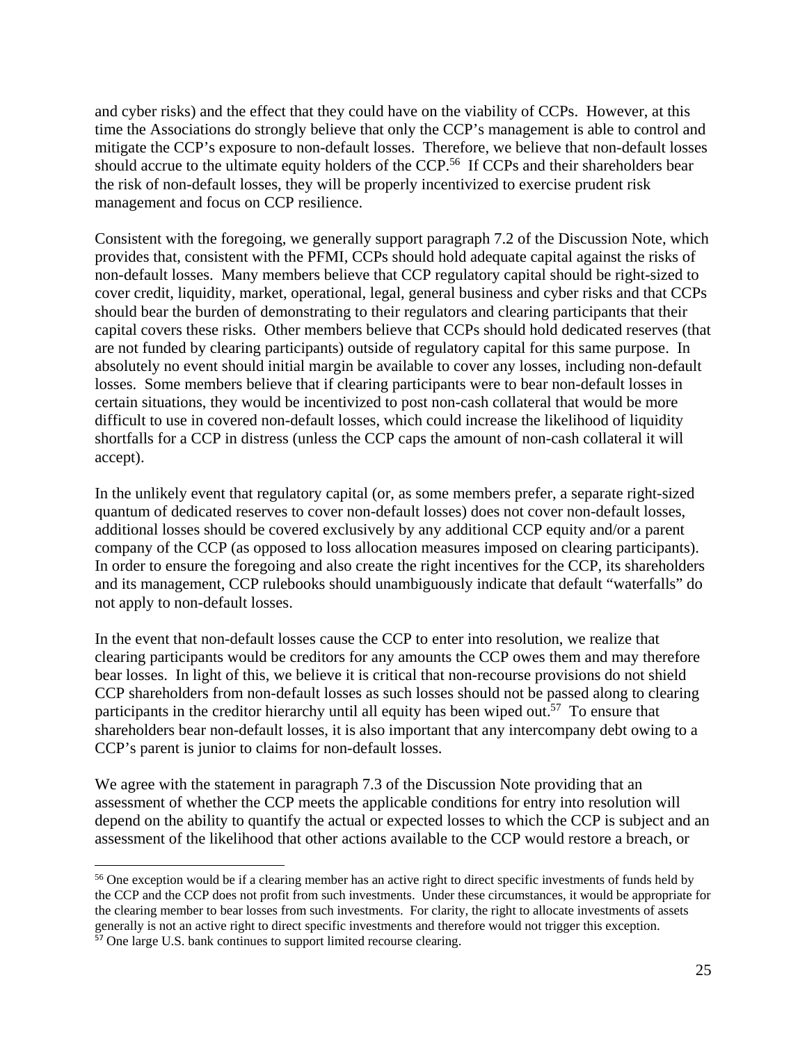and cyber risks) and the effect that they could have on the viability of CCPs. However, at this time the Associations do strongly believe that only the CCP's management is able to control and mitigate the CCP's exposure to non-default losses. Therefore, we believe that non-default losses should accrue to the ultimate equity holders of the CCP.[56] If CCPs and their shareholders bear the risk of non-default losses, they will be properly incentivized to exercise prudent risk management and focus on CCP resilience.

Consistent with the foregoing, we generally support paragraph 7.2 of the Discussion Note, which provides that, consistent with the PFMI, CCPs should hold adequate capital against the risks of non-default losses. Many members believe that CCP regulatory capital should be right-sized to cover credit, liquidity, market, operational, legal, general business and cyber risks and that CCPs should bear the burden of demonstrating to their regulators and clearing participants that their capital covers these risks. Other members believe that CCPs should hold dedicated reserves (that are not funded by clearing participants) outside of regulatory capital for this same purpose. In absolutely no event should initial margin be available to cover any losses, including non-default losses. Some members believe that if clearing participants were to bear non-default losses in certain situations, they would be incentivized to post non-cash collateral that would be more difficult to use in covered non-default losses, which could increase the likelihood of liquidity shortfalls for a CCP in distress (unless the CCP caps the amount of non-cash collateral it will accept).

In the unlikely event that regulatory capital (or, as some members prefer, a separate right-sized quantum of dedicated reserves to cover non-default losses) does not cover non-default losses, additional losses should be covered exclusively by any additional CCP equity and/or a parent company of the CCP (as opposed to loss allocation measures imposed on clearing participants). In order to ensure the foregoing and also create the right incentives for the CCP, its shareholders and its management, CCP rulebooks should unambiguously indicate that default "waterfalls" do not apply to non-default losses.

In the event that non-default losses cause the CCP to enter into resolution, we realize that clearing participants would be creditors for any amounts the CCP owes them and may therefore bear losses. In light of this, we believe it is critical that non-recourse provisions do not shield CCP shareholders from non-default losses as such losses should not be passed along to clearing participants in the creditor hierarchy until all equity has been wiped out.[57] To ensure that shareholders bear non-default losses, it is also important that any intercompany debt owing to a CCP's parent is junior to claims for non-default losses.

We agree with the statement in paragraph 7.3 of the Discussion Note providing that an assessment of whether the CCP meets the applicable conditions for entry into resolution will depend on the ability to quantify the actual or expected losses to which the CCP is subject and an assessment of the likelihood that other actions available to the CCP would restore a breach, or

---

[56] One exception would be if a clearing member has an active right to direct specific investments of funds held by the CCP and the CCP does not profit from such investments. Under these circumstances, it would be appropriate for the clearing member to bear losses from such investments. For clarity, the right to allocate investments of assets generally is not an active right to direct specific investments and therefore would not trigger this exception.

[57] One large U.S. bank continues to support limited recourse clearing.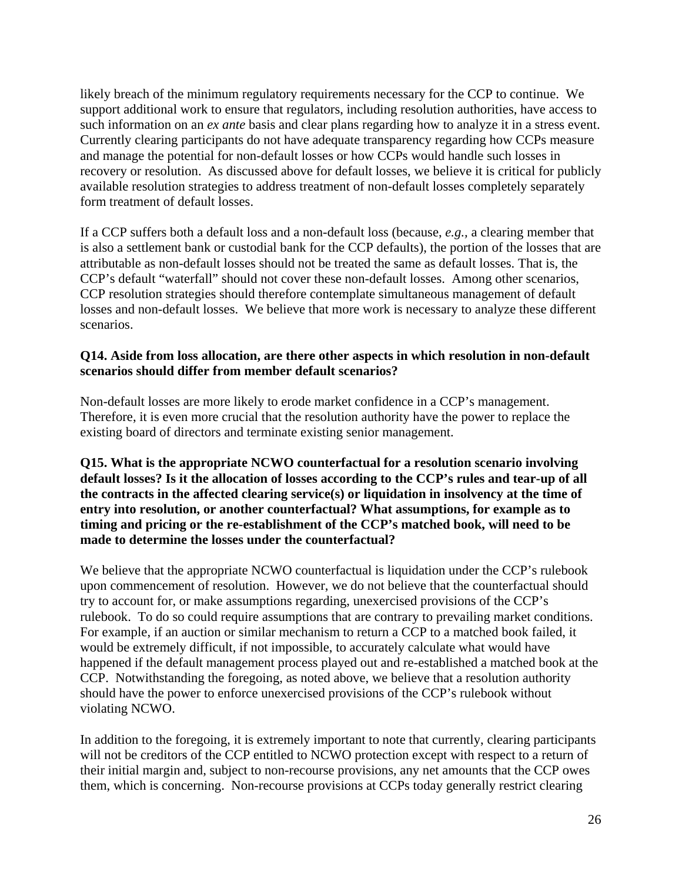likely breach of the minimum regulatory requirements necessary for the CCP to continue. We support additional work to ensure that regulators, including resolution authorities, have access to such information on an *ex ante* basis and clear plans regarding how to analyze it in a stress event. Currently clearing participants do not have adequate transparency regarding how CCPs measure and manage the potential for non-default losses or how CCPs would handle such losses in recovery or resolution. As discussed above for default losses, we believe it is critical for publicly available resolution strategies to address treatment of non-default losses completely separately form treatment of default losses.

If a CCP suffers both a default loss and a non-default loss (because, *e.g.*, a clearing member that is also a settlement bank or custodial bank for the CCP defaults), the portion of the losses that are attributable as non-default losses should not be treated the same as default losses. That is, the CCP's default "waterfall" should not cover these non-default losses. Among other scenarios, CCP resolution strategies should therefore contemplate simultaneous management of default losses and non-default losses. We believe that more work is necessary to analyze these different scenarios.

**Q14. Aside from loss allocation, are there other aspects in which resolution in non-default scenarios should differ from member default scenarios?**

Non-default losses are more likely to erode market confidence in a CCP's management. Therefore, it is even more crucial that the resolution authority have the power to replace the existing board of directors and terminate existing senior management.

**Q15. What is the appropriate NCWO counterfactual for a resolution scenario involving default losses? Is it the allocation of losses according to the CCP's rules and tear-up of all the contracts in the affected clearing service(s) or liquidation in insolvency at the time of entry into resolution, or another counterfactual? What assumptions, for example as to timing and pricing or the re-establishment of the CCP's matched book, will need to be made to determine the losses under the counterfactual?**

We believe that the appropriate NCWO counterfactual is liquidation under the CCP's rulebook upon commencement of resolution. However, we do not believe that the counterfactual should try to account for, or make assumptions regarding, unexercised provisions of the CCP's rulebook. To do so could require assumptions that are contrary to prevailing market conditions. For example, if an auction or similar mechanism to return a CCP to a matched book failed, it would be extremely difficult, if not impossible, to accurately calculate what would have happened if the default management process played out and re-established a matched book at the CCP. Notwithstanding the foregoing, as noted above, we believe that a resolution authority should have the power to enforce unexercised provisions of the CCP's rulebook without violating NCWO.

In addition to the foregoing, it is extremely important to note that currently, clearing participants will not be creditors of the CCP entitled to NCWO protection except with respect to a return of their initial margin and, subject to non-recourse provisions, any net amounts that the CCP owes them, which is concerning. Non-recourse provisions at CCPs today generally restrict clearing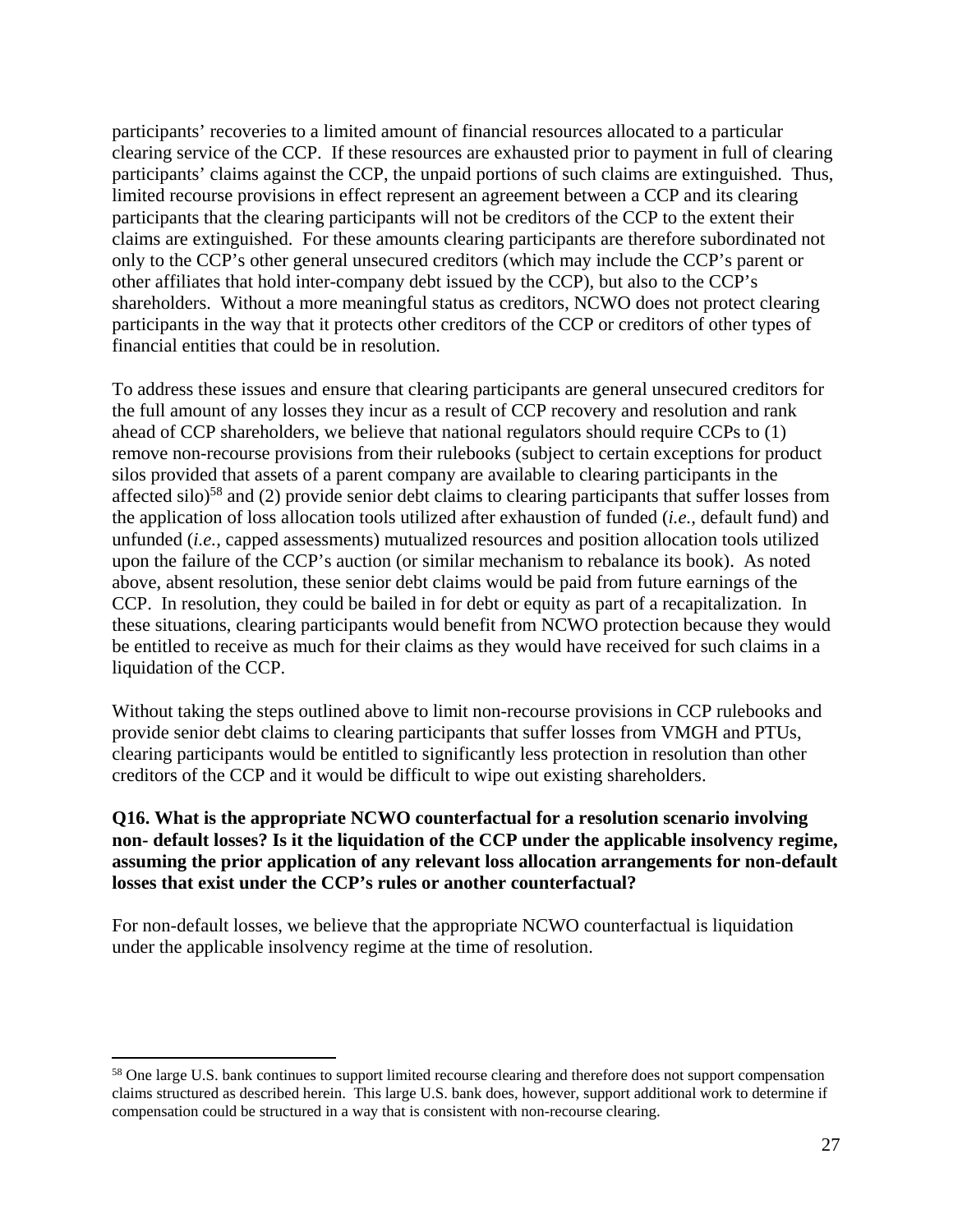participants' recoveries to a limited amount of financial resources allocated to a particular clearing service of the CCP. If these resources are exhausted prior to payment in full of clearing participants' claims against the CCP, the unpaid portions of such claims are extinguished. Thus, limited recourse provisions in effect represent an agreement between a CCP and its clearing participants that the clearing participants will not be creditors of the CCP to the extent their claims are extinguished. For these amounts clearing participants are therefore subordinated not only to the CCP's other general unsecured creditors (which may include the CCP's parent or other affiliates that hold inter-company debt issued by the CCP), but also to the CCP's shareholders. Without a more meaningful status as creditors, NCWO does not protect clearing participants in the way that it protects other creditors of the CCP or creditors of other types of financial entities that could be in resolution.

To address these issues and ensure that clearing participants are general unsecured creditors for the full amount of any losses they incur as a result of CCP recovery and resolution and rank ahead of CCP shareholders, we believe that national regulators should require CCPs to (1) remove non-recourse provisions from their rulebooks (subject to certain exceptions for product silos provided that assets of a parent company are available to clearing participants in the affected silo)[58] and (2) provide senior debt claims to clearing participants that suffer losses from the application of loss allocation tools utilized after exhaustion of funded (*i.e.,* default fund) and unfunded (*i.e.,* capped assessments) mutualized resources and position allocation tools utilized upon the failure of the CCP's auction (or similar mechanism to rebalance its book). As noted above, absent resolution, these senior debt claims would be paid from future earnings of the CCP. In resolution, they could be bailed in for debt or equity as part of a recapitalization. In these situations, clearing participants would benefit from NCWO protection because they would be entitled to receive as much for their claims as they would have received for such claims in a liquidation of the CCP.

Without taking the steps outlined above to limit non-recourse provisions in CCP rulebooks and provide senior debt claims to clearing participants that suffer losses from VMGH and PTUs, clearing participants would be entitled to significantly less protection in resolution than other creditors of the CCP and it would be difficult to wipe out existing shareholders.

**Q16. What is the appropriate NCWO counterfactual for a resolution scenario involving non- default losses? Is it the liquidation of the CCP under the applicable insolvency regime, assuming the prior application of any relevant loss allocation arrangements for non-default losses that exist under the CCP's rules or another counterfactual?**

For non-default losses, we believe that the appropriate NCWO counterfactual is liquidation under the applicable insolvency regime at the time of resolution.

[58] One large U.S. bank continues to support limited recourse clearing and therefore does not support compensation claims structured as described herein. This large U.S. bank does, however, support additional work to determine if compensation could be structured in a way that is consistent with non-recourse clearing.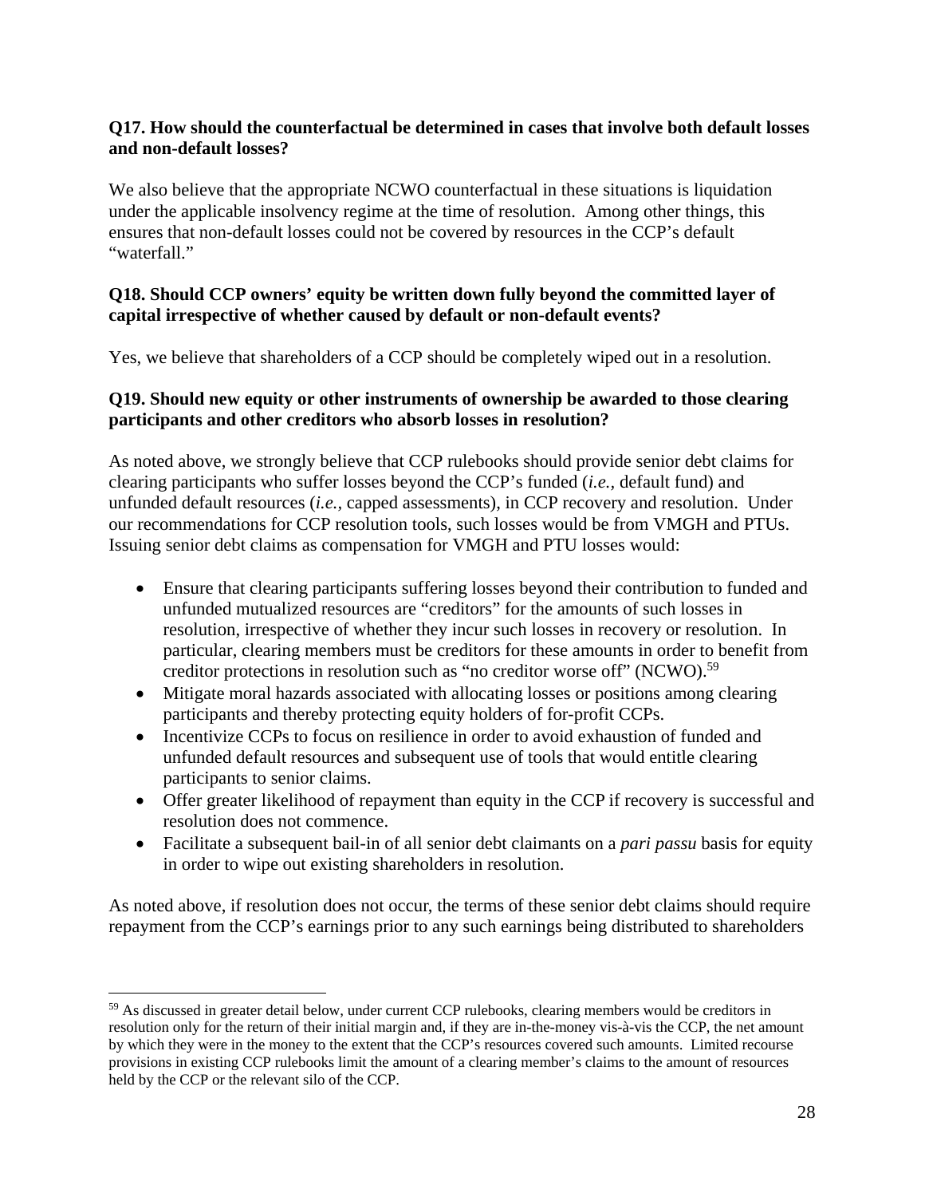**Q17. How should the counterfactual be determined in cases that involve both default losses and non-default losses?**

We also believe that the appropriate NCWO counterfactual in these situations is liquidation under the applicable insolvency regime at the time of resolution. Among other things, this ensures that non-default losses could not be covered by resources in the CCP's default "waterfall."

**Q18. Should CCP owners' equity be written down fully beyond the committed layer of capital irrespective of whether caused by default or non-default events?**

Yes, we believe that shareholders of a CCP should be completely wiped out in a resolution.

**Q19. Should new equity or other instruments of ownership be awarded to those clearing participants and other creditors who absorb losses in resolution?**

As noted above, we strongly believe that CCP rulebooks should provide senior debt claims for clearing participants who suffer losses beyond the CCP's funded (*i.e.,* default fund) and unfunded default resources (*i.e.*, capped assessments), in CCP recovery and resolution. Under our recommendations for CCP resolution tools, such losses would be from VMGH and PTUs. Issuing senior debt claims as compensation for VMGH and PTU losses would:

- Ensure that clearing participants suffering losses beyond their contribution to funded and unfunded mutualized resources are "creditors" for the amounts of such losses in resolution, irrespective of whether they incur such losses in recovery or resolution. In particular, clearing members must be creditors for these amounts in order to benefit from creditor protections in resolution such as "no creditor worse off" (NCWO).[59]
- Mitigate moral hazards associated with allocating losses or positions among clearing participants and thereby protecting equity holders of for-profit CCPs.
- Incentivize CCPs to focus on resilience in order to avoid exhaustion of funded and unfunded default resources and subsequent use of tools that would entitle clearing participants to senior claims.
- Offer greater likelihood of repayment than equity in the CCP if recovery is successful and resolution does not commence.
- Facilitate a subsequent bail-in of all senior debt claimants on a *pari passu* basis for equity in order to wipe out existing shareholders in resolution.

As noted above, if resolution does not occur, the terms of these senior debt claims should require repayment from the CCP's earnings prior to any such earnings being distributed to shareholders

[59] As discussed in greater detail below, under current CCP rulebooks, clearing members would be creditors in resolution only for the return of their initial margin and, if they are in-the-money vis-à-vis the CCP, the net amount by which they were in the money to the extent that the CCP's resources covered such amounts. Limited recourse provisions in existing CCP rulebooks limit the amount of a clearing member's claims to the amount of resources held by the CCP or the relevant silo of the CCP.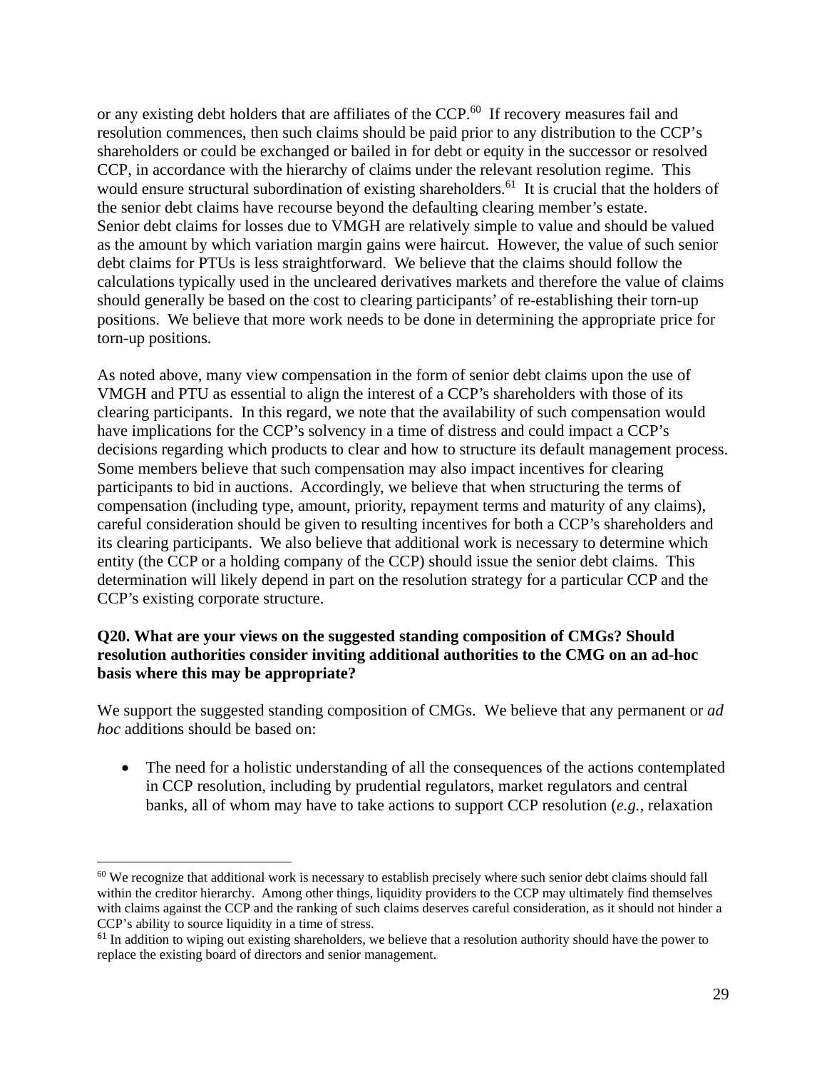or any existing debt holders that are affiliates of the CCP.[60] If recovery measures fail and resolution commences, then such claims should be paid prior to any distribution to the CCP's shareholders or could be exchanged or bailed in for debt or equity in the successor or resolved CCP, in accordance with the hierarchy of claims under the relevant resolution regime. This would ensure structural subordination of existing shareholders.[61] It is crucial that the holders of the senior debt claims have recourse beyond the defaulting clearing member's estate. Senior debt claims for losses due to VMGH are relatively simple to value and should be valued as the amount by which variation margin gains were haircut. However, the value of such senior debt claims for PTUs is less straightforward. We believe that the claims should follow the calculations typically used in the uncleared derivatives markets and therefore the value of claims should generally be based on the cost to clearing participants' of re-establishing their torn-up positions. We believe that more work needs to be done in determining the appropriate price for torn-up positions.

As noted above, many view compensation in the form of senior debt claims upon the use of VMGH and PTU as essential to align the interest of a CCP's shareholders with those of its clearing participants. In this regard, we note that the availability of such compensation would have implications for the CCP's solvency in a time of distress and could impact a CCP's decisions regarding which products to clear and how to structure its default management process. Some members believe that such compensation may also impact incentives for clearing participants to bid in auctions. Accordingly, we believe that when structuring the terms of compensation (including type, amount, priority, repayment terms and maturity of any claims), careful consideration should be given to resulting incentives for both a CCP's shareholders and its clearing participants. We also believe that additional work is necessary to determine which entity (the CCP or a holding company of the CCP) should issue the senior debt claims. This determination will likely depend in part on the resolution strategy for a particular CCP and the CCP's existing corporate structure.

**Q20. What are your views on the suggested standing composition of CMGs? Should resolution authorities consider inviting additional authorities to the CMG on an ad-hoc basis where this may be appropriate?**

We support the suggested standing composition of CMGs. We believe that any permanent or *ad hoc* additions should be based on:

- The need for a holistic understanding of all the consequences of the actions contemplated in CCP resolution, including by prudential regulators, market regulators and central banks, all of whom may have to take actions to support CCP resolution (*e.g.*, relaxation

[60] We recognize that additional work is necessary to establish precisely where such senior debt claims should fall within the creditor hierarchy. Among other things, liquidity providers to the CCP may ultimately find themselves with claims against the CCP and the ranking of such claims deserves careful consideration, as it should not hinder a CCP's ability to source liquidity in a time of stress.

[61] In addition to wiping out existing shareholders, we believe that a resolution authority should have the power to replace the existing board of directors and senior management.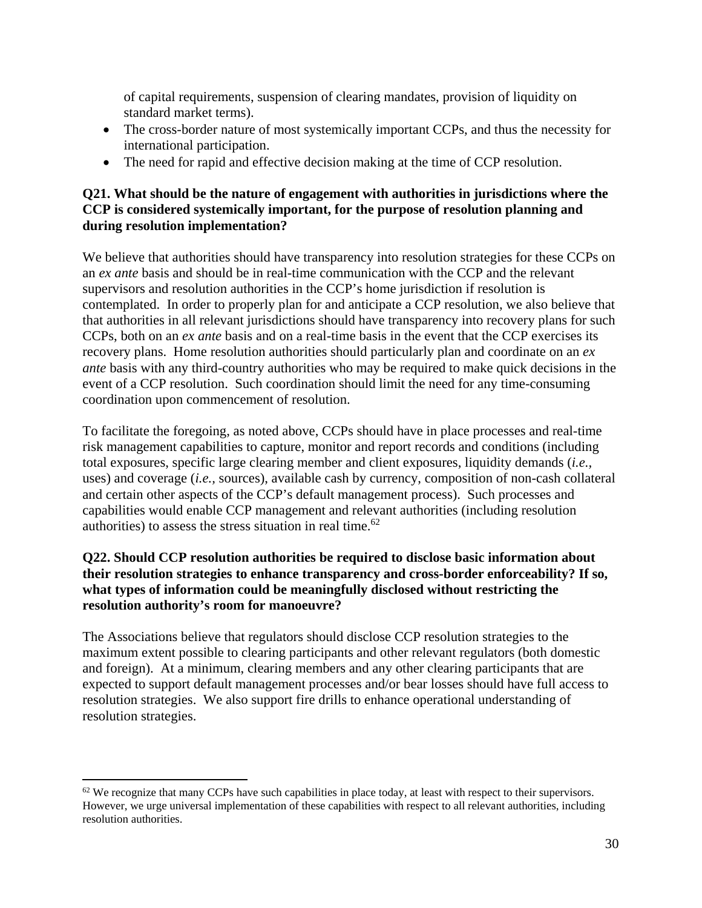of capital requirements, suspension of clearing mandates, provision of liquidity on standard market terms).

- The cross-border nature of most systemically important CCPs, and thus the necessity for international participation.
- The need for rapid and effective decision making at the time of CCP resolution.

**Q21. What should be the nature of engagement with authorities in jurisdictions where the CCP is considered systemically important, for the purpose of resolution planning and during resolution implementation?**

We believe that authorities should have transparency into resolution strategies for these CCPs on an *ex ante* basis and should be in real-time communication with the CCP and the relevant supervisors and resolution authorities in the CCP's home jurisdiction if resolution is contemplated. In order to properly plan for and anticipate a CCP resolution, we also believe that that authorities in all relevant jurisdictions should have transparency into recovery plans for such CCPs, both on an *ex ante* basis and on a real-time basis in the event that the CCP exercises its recovery plans. Home resolution authorities should particularly plan and coordinate on an *ex ante* basis with any third-country authorities who may be required to make quick decisions in the event of a CCP resolution. Such coordination should limit the need for any time-consuming coordination upon commencement of resolution.

To facilitate the foregoing, as noted above, CCPs should have in place processes and real-time risk management capabilities to capture, monitor and report records and conditions (including total exposures, specific large clearing member and client exposures, liquidity demands (*i.e.*, uses) and coverage (*i.e.*, sources), available cash by currency, composition of non-cash collateral and certain other aspects of the CCP's default management process). Such processes and capabilities would enable CCP management and relevant authorities (including resolution authorities) to assess the stress situation in real time.[62]

**Q22. Should CCP resolution authorities be required to disclose basic information about their resolution strategies to enhance transparency and cross-border enforceability? If so, what types of information could be meaningfully disclosed without restricting the resolution authority's room for manoeuvre?**

The Associations believe that regulators should disclose CCP resolution strategies to the maximum extent possible to clearing participants and other relevant regulators (both domestic and foreign). At a minimum, clearing members and any other clearing participants that are expected to support default management processes and/or bear losses should have full access to resolution strategies. We also support fire drills to enhance operational understanding of resolution strategies.

---

[62] We recognize that many CCPs have such capabilities in place today, at least with respect to their supervisors. However, we urge universal implementation of these capabilities with respect to all relevant authorities, including resolution authorities.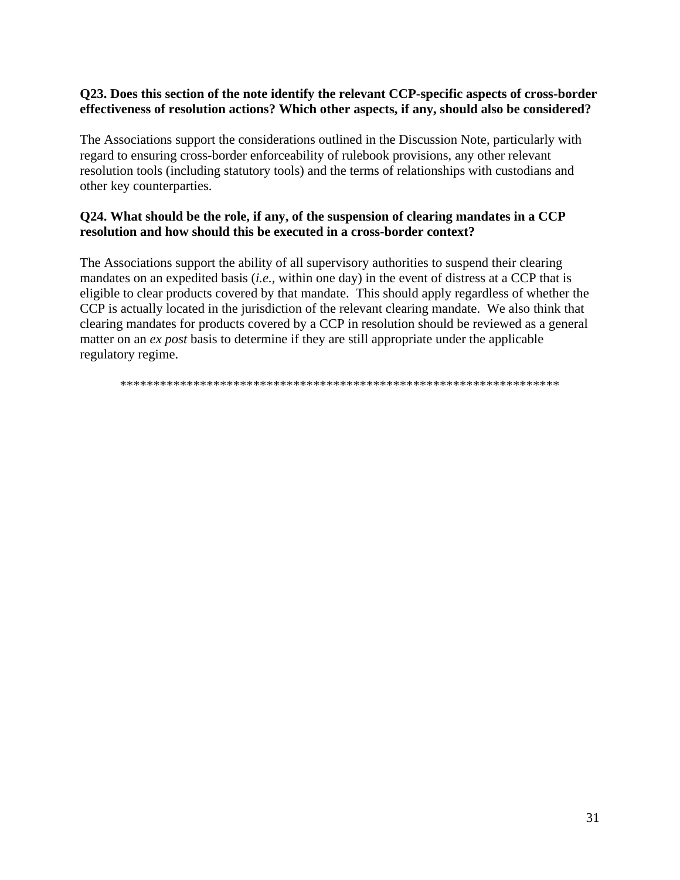**Q23. Does this section of the note identify the relevant CCP-specific aspects of cross-border effectiveness of resolution actions? Which other aspects, if any, should also be considered?**

The Associations support the considerations outlined in the Discussion Note, particularly with regard to ensuring cross-border enforceability of rulebook provisions, any other relevant resolution tools (including statutory tools) and the terms of relationships with custodians and other key counterparties.

**Q24. What should be the role, if any, of the suspension of clearing mandates in a CCP resolution and how should this be executed in a cross-border context?**

The Associations support the ability of all supervisory authorities to suspend their clearing mandates on an expedited basis (*i.e.*, within one day) in the event of distress at a CCP that is eligible to clear products covered by that mandate. This should apply regardless of whether the CCP is actually located in the jurisdiction of the relevant clearing mandate. We also think that clearing mandates for products covered by a CCP in resolution should be reviewed as a general matter on an *ex post* basis to determine if they are still appropriate under the applicable regulatory regime.

*******************************************************************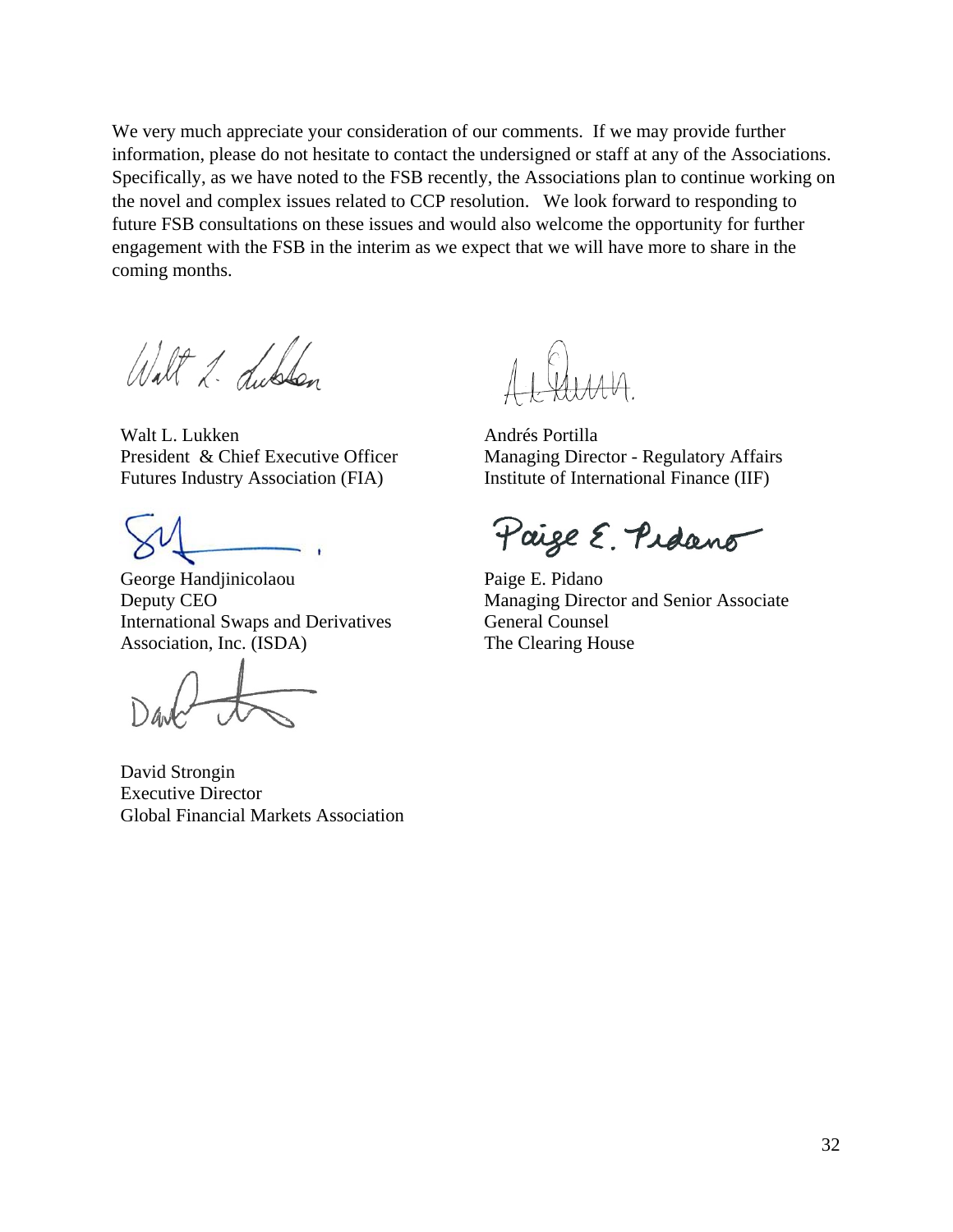We very much appreciate your consideration of our comments. If we may provide further information, please do not hesitate to contact the undersigned or staff at any of the Associations. Specifically, as we have noted to the FSB recently, the Associations plan to continue working on the novel and complex issues related to CCP resolution. We look forward to responding to future FSB consultations on these issues and would also welcome the opportunity for further engagement with the FSB in the interim as we expect that we will have more to share in the coming months.

Walt L. Lukken
President & Chief Executive Officer
Futures Industry Association (FIA)

Andrés Portilla
Managing Director - Regulatory Affairs
Institute of International Finance (IIF)

George Handjinicolaou
Deputy CEO
International Swaps and Derivatives Association, Inc. (ISDA)

Paige E. Pidano
Managing Director and Senior Associate General Counsel
The Clearing House

David Strongin
Executive Director
Global Financial Markets Association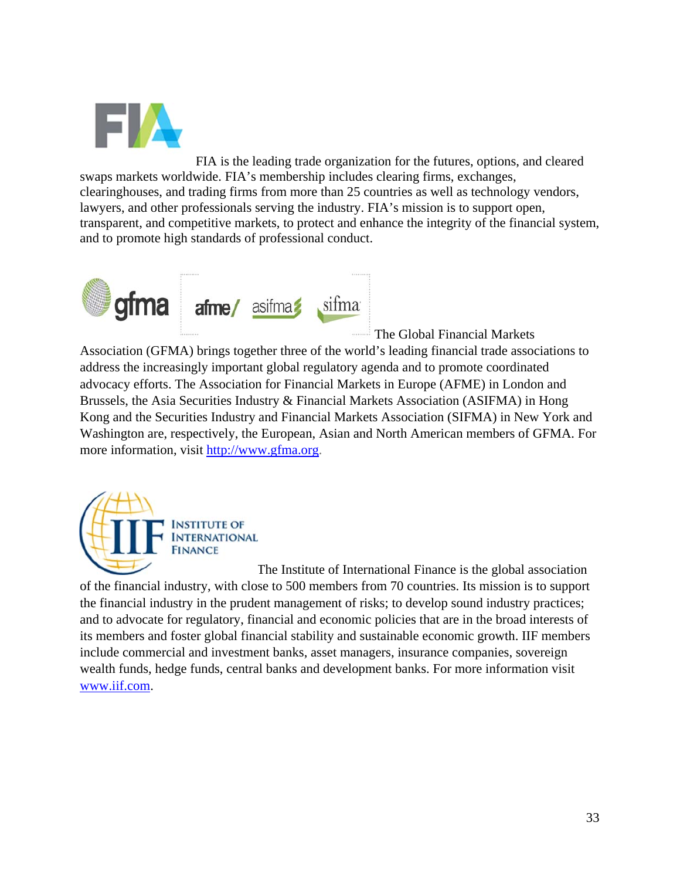FIA is the leading trade organization for the futures, options, and cleared swaps markets worldwide. FIA's membership includes clearing firms, exchanges, clearinghouses, and trading firms from more than 25 countries as well as technology vendors, lawyers, and other professionals serving the industry. FIA's mission is to support open, transparent, and competitive markets, to protect and enhance the integrity of the financial system, and to promote high standards of professional conduct.

The Global Financial Markets Association (GFMA) brings together three of the world's leading financial trade associations to address the increasingly important global regulatory agenda and to promote coordinated advocacy efforts. The Association for Financial Markets in Europe (AFME) in London and Brussels, the Asia Securities Industry & Financial Markets Association (ASIFMA) in Hong Kong and the Securities Industry and Financial Markets Association (SIFMA) in New York and Washington are, respectively, the European, Asian and North American members of GFMA. For more information, visit http://www.gfma.org.

The Institute of International Finance is the global association of the financial industry, with close to 500 members from 70 countries. Its mission is to support the financial industry in the prudent management of risks; to develop sound industry practices; and to advocate for regulatory, financial and economic policies that are in the broad interests of its members and foster global financial stability and sustainable economic growth. IIF members include commercial and investment banks, asset managers, insurance companies, sovereign wealth funds, hedge funds, central banks and development banks. For more information visit www.iif.com.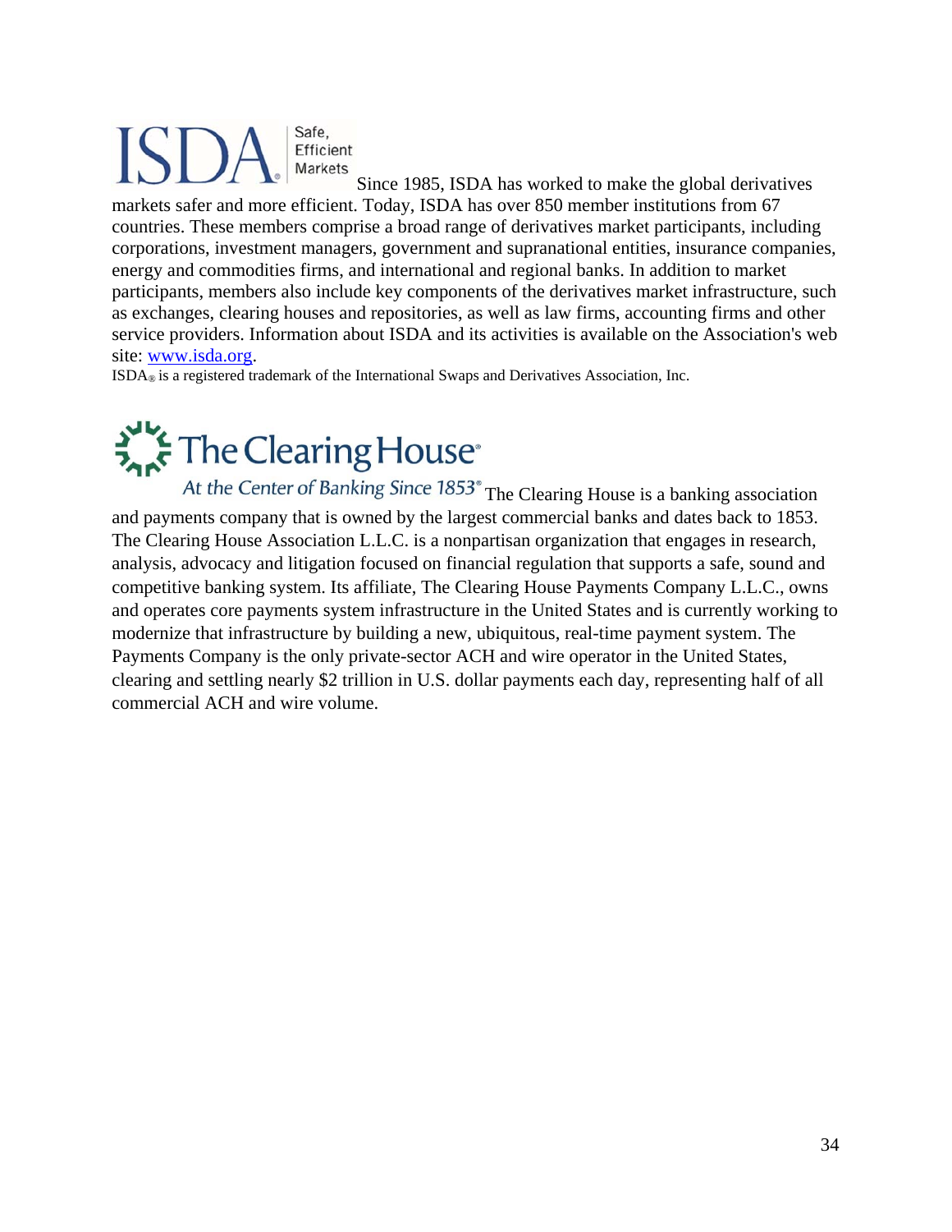ISDA Safe, Efficient Markets

Since 1985, ISDA has worked to make the global derivatives markets safer and more efficient. Today, ISDA has over 850 member institutions from 67 countries. These members comprise a broad range of derivatives market participants, including corporations, investment managers, government and supranational entities, insurance companies, energy and commodities firms, and international and regional banks. In addition to market participants, members also include key components of the derivatives market infrastructure, such as exchanges, clearing houses and repositories, as well as law firms, accounting firms and other service providers. Information about ISDA and its activities is available on the Association's web site: [www.isda.org](http://www.isda.org).

ISDA® is a registered trademark of the International Swaps and Derivatives Association, Inc.

The Clearing House®
*At the Center of Banking Since 1853®*

The Clearing House is a banking association and payments company that is owned by the largest commercial banks and dates back to 1853. The Clearing House Association L.L.C. is a nonpartisan organization that engages in research, analysis, advocacy and litigation focused on financial regulation that supports a safe, sound and competitive banking system. Its affiliate, The Clearing House Payments Company L.L.C., owns and operates core payments system infrastructure in the United States and is currently working to modernize that infrastructure by building a new, ubiquitous, real-time payment system. The Payments Company is the only private-sector ACH and wire operator in the United States, clearing and settling nearly $2 trillion in U.S. dollar payments each day, representing half of all commercial ACH and wire volume.